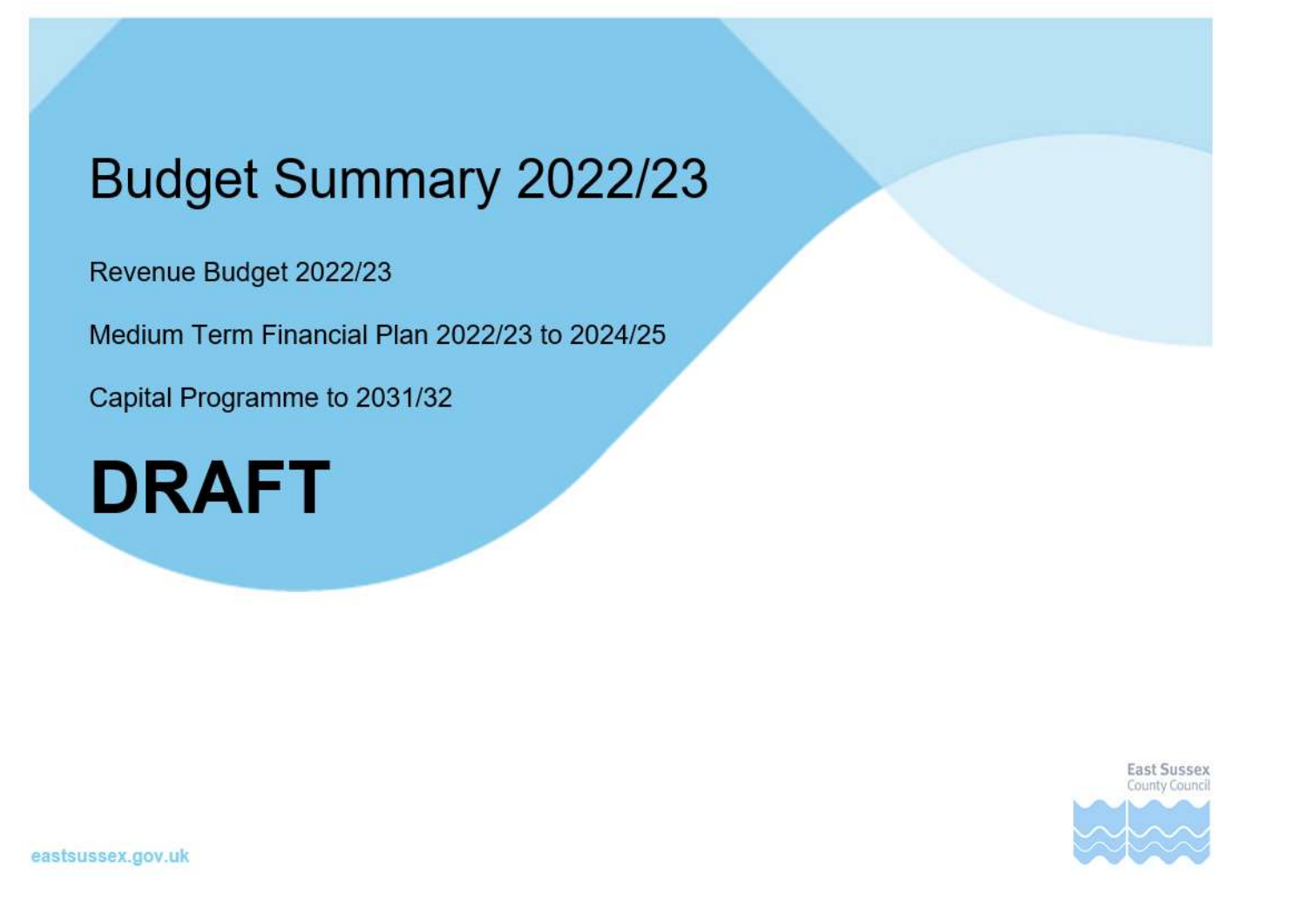# Budget Summary 2022/23

Revenue Budget 2022/23

Medium Term Financial Plan 2022/23 to 2024/25

Capital Programme to 2031/32

**DRAFT**

East Sussex County Council

eastsussex.gov.uk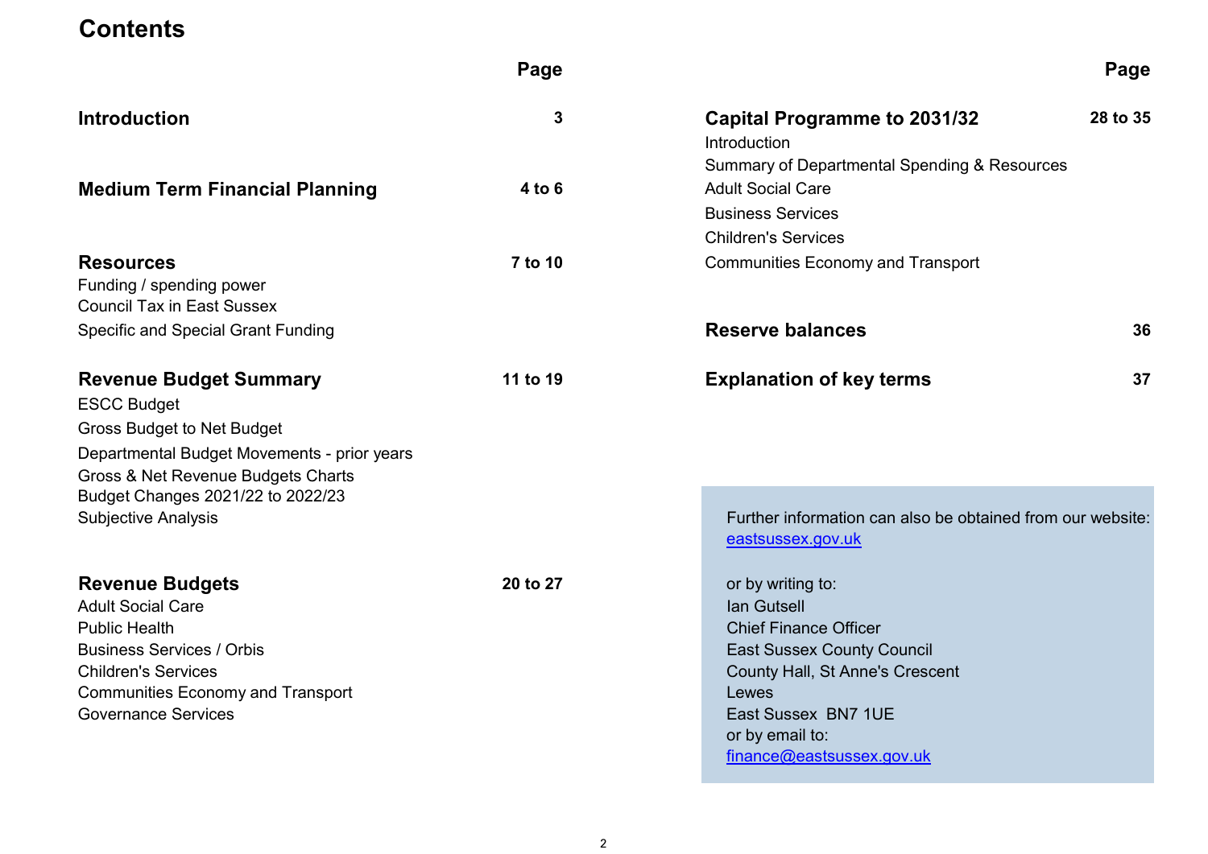# Contents

| | Page |
|---|---|
| **Introduction** | **3** |
| **Medium Term Financial Planning** | **4 to 6** |
| **Resources** | **7 to 10** |
| Funding / spending power | |
| Council Tax in East Sussex | |
| Specific and Special Grant Funding | |
| **Revenue Budget Summary** | **11 to 19** |
| ESCC Budget | |
| Gross Budget to Net Budget | |
| Departmental Budget Movements - prior years | |
| Gross & Net Revenue Budgets Charts | |
| Budget Changes 2021/22 to 2022/23 | |
| Subjective Analysis | |
| **Revenue Budgets** | **20 to 27** |
| Adult Social Care | |
| Public Health | |
| Business Services / Orbis | |
| Children's Services | |
| Communities Economy and Transport | |
| Governance Services | |
| **Capital Programme to 2031/32** | **28 to 35** |
| Introduction | |
| Summary of Departmental Spending & Resources | |
| Adult Social Care | |
| Business Services | |
| Children's Services | |
| Communities Economy and Transport | |
| **Reserve balances** | **36** |
| **Explanation of key terms** | **37** |

Further information can also be obtained from our website:
[eastsussex.gov.uk](eastsussex.gov.uk)

or by writing to:
Ian Gutsell
Chief Finance Officer
East Sussex County Council
County Hall, St Anne's Crescent
Lewes
East Sussex BN7 1UE
or by email to:
[finance@eastsussex.gov.uk](mailto:finance@eastsussex.gov.uk)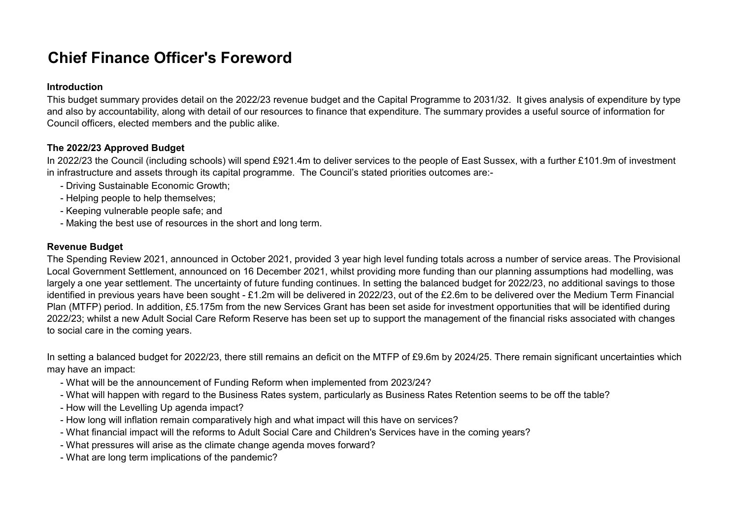# Chief Finance Officer's Foreword

**Introduction**

This budget summary provides detail on the 2022/23 revenue budget and the Capital Programme to 2031/32. It gives analysis of expenditure by type and also by accountability, along with detail of our resources to finance that expenditure. The summary provides a useful source of information for Council officers, elected members and the public alike.

**The 2022/23 Approved Budget**

In 2022/23 the Council (including schools) will spend £921.4m to deliver services to the people of East Sussex, with a further £101.9m of investment in infrastructure and assets through its capital programme. The Council's stated priorities outcomes are:-

- Driving Sustainable Economic Growth;
- Helping people to help themselves;
- Keeping vulnerable people safe; and
- Making the best use of resources in the short and long term.

**Revenue Budget**

The Spending Review 2021, announced in October 2021, provided 3 year high level funding totals across a number of service areas. The Provisional Local Government Settlement, announced on 16 December 2021, whilst providing more funding than our planning assumptions had modelling, was largely a one year settlement. The uncertainty of future funding continues. In setting the balanced budget for 2022/23, no additional savings to those identified in previous years have been sought - £1.2m will be delivered in 2022/23, out of the £2.6m to be delivered over the Medium Term Financial Plan (MTFP) period. In addition, £5.175m from the new Services Grant has been set aside for investment opportunities that will be identified during 2022/23; whilst a new Adult Social Care Reform Reserve has been set up to support the management of the financial risks associated with changes to social care in the coming years.

In setting a balanced budget for 2022/23, there still remains an deficit on the MTFP of £9.6m by 2024/25. There remain significant uncertainties which may have an impact:

- What will be the announcement of Funding Reform when implemented from 2023/24?
- What will happen with regard to the Business Rates system, particularly as Business Rates Retention seems to be off the table?
- How will the Levelling Up agenda impact?
- How long will inflation remain comparatively high and what impact will this have on services?
- What financial impact will the reforms to Adult Social Care and Children's Services have in the coming years?
- What pressures will arise as the climate change agenda moves forward?
- What are long term implications of the pandemic?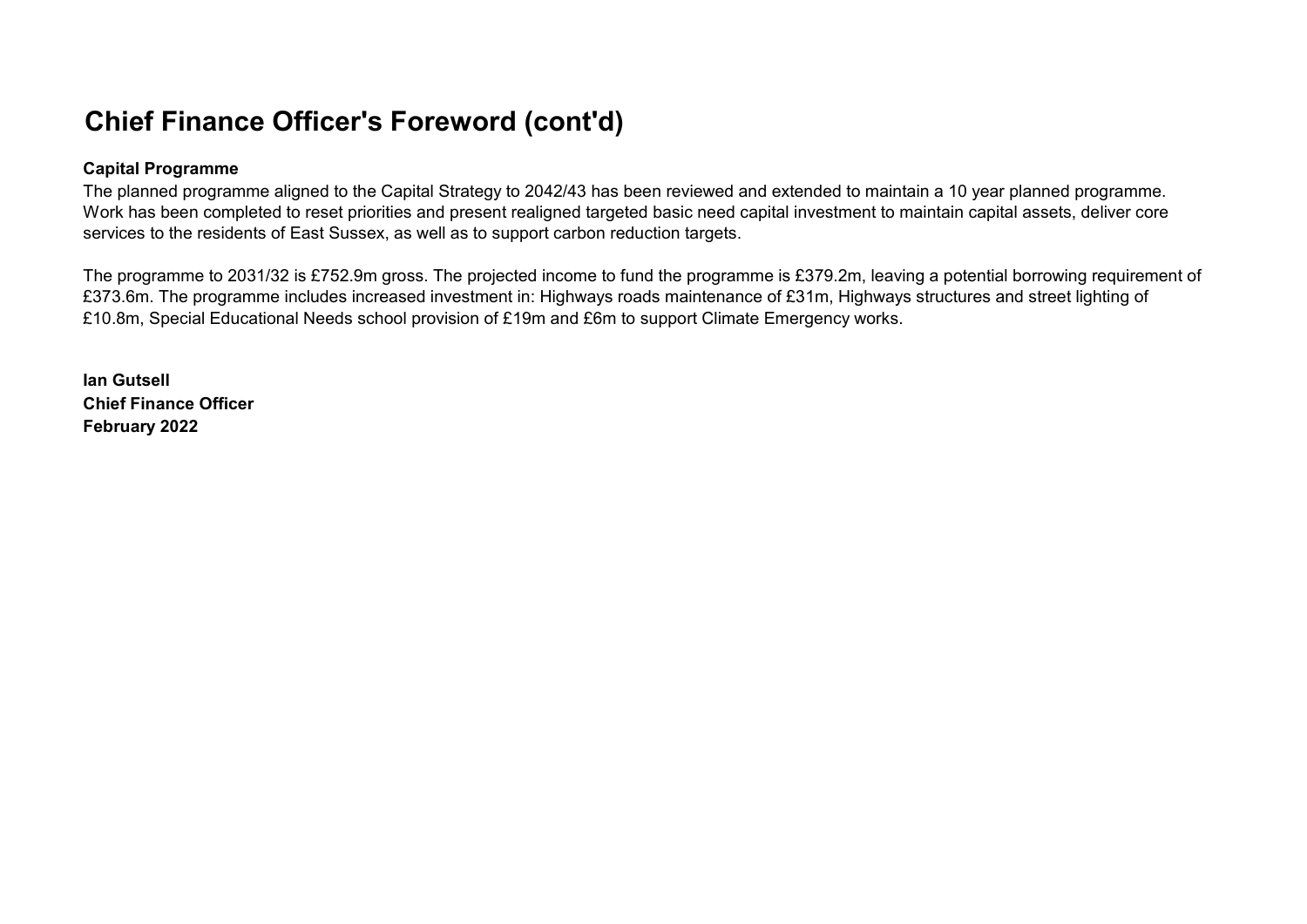# Chief Finance Officer's Foreword (cont'd)

**Capital Programme**

The planned programme aligned to the Capital Strategy to 2042/43 has been reviewed and extended to maintain a 10 year planned programme. Work has been completed to reset priorities and present realigned targeted basic need capital investment to maintain capital assets, deliver core services to the residents of East Sussex, as well as to support carbon reduction targets.

The programme to 2031/32 is £752.9m gross. The projected income to fund the programme is £379.2m, leaving a potential borrowing requirement of £373.6m. The programme includes increased investment in: Highways roads maintenance of £31m, Highways structures and street lighting of £10.8m, Special Educational Needs school provision of £19m and £6m to support Climate Emergency works.

**Ian Gutsell**
**Chief Finance Officer**
**February 2022**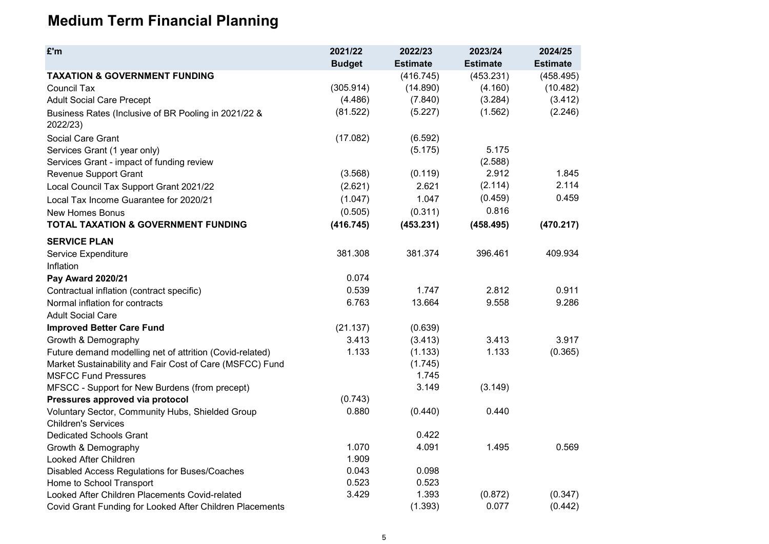# Medium Term Financial Planning

| £'m | 2021/22 Budget | 2022/23 Estimate | 2023/24 Estimate | 2024/25 Estimate |
|---|---|---|---|---|
| **TAXATION & GOVERNMENT FUNDING** | | (416.745) | (453.231) | (458.495) |
| Council Tax | (305.914) | (14.890) | (4.160) | (10.482) |
| Adult Social Care Precept | (4.486) | (7.840) | (3.284) | (3.412) |
| Business Rates (Inclusive of BR Pooling in 2021/22 & 2022/23) | (81.522) | (5.227) | (1.562) | (2.246) |
| Social Care Grant | (17.082) | (6.592) | | |
| Services Grant (1 year only) | | (5.175) | 5.175 | |
| Services Grant - impact of funding review | | | (2.588) | |
| Revenue Support Grant | (3.568) | (0.119) | 2.912 | 1.845 |
| Local Council Tax Support Grant 2021/22 | (2.621) | 2.621 | (2.114) | 2.114 |
| Local Tax Income Guarantee for 2020/21 | (1.047) | 1.047 | (0.459) | 0.459 |
| New Homes Bonus | (0.505) | (0.311) | 0.816 | |
| **TOTAL TAXATION & GOVERNMENT FUNDING** | **(416.745)** | **(453.231)** | **(458.495)** | **(470.217)** |
| **SERVICE PLAN** | | | | |
| Service Expenditure | 381.308 | 381.374 | 396.461 | 409.934 |
| Inflation | | | | |
| **Pay Award 2020/21** | 0.074 | | | |
| Contractual inflation (contract specific) | 0.539 | 1.747 | 2.812 | 0.911 |
| Normal inflation for contracts | 6.763 | 13.664 | 9.558 | 9.286 |
| Adult Social Care | | | | |
| **Improved Better Care Fund** | (21.137) | (0.639) | | |
| Growth & Demography | 3.413 | (3.413) | 3.413 | 3.917 |
| Future demand modelling net of attrition (Covid-related) | 1.133 | (1.133) | 1.133 | (0.365) |
| Market Sustainability and Fair Cost of Care (MSFCC) Fund | | (1.745) | | |
| MSFCC Fund Pressures | | 1.745 | | |
| MFSCC - Support for New Burdens (from precept) | | 3.149 | (3.149) | |
| **Pressures approved via protocol** | (0.743) | | | |
| Voluntary Sector, Community Hubs, Shielded Group | 0.880 | (0.440) | 0.440 | |
| Children's Services | | | | |
| Dedicated Schools Grant | | 0.422 | | |
| Growth & Demography | 1.070 | 4.091 | 1.495 | 0.569 |
| Looked After Children | 1.909 | | | |
| Disabled Access Regulations for Buses/Coaches | 0.043 | 0.098 | | |
| Home to School Transport | 0.523 | 0.523 | | |
| Looked After Children Placements Covid-related | 3.429 | 1.393 | (0.872) | (0.347) |
| Covid Grant Funding for Looked After Children Placements | | (1.393) | 0.077 | (0.442) |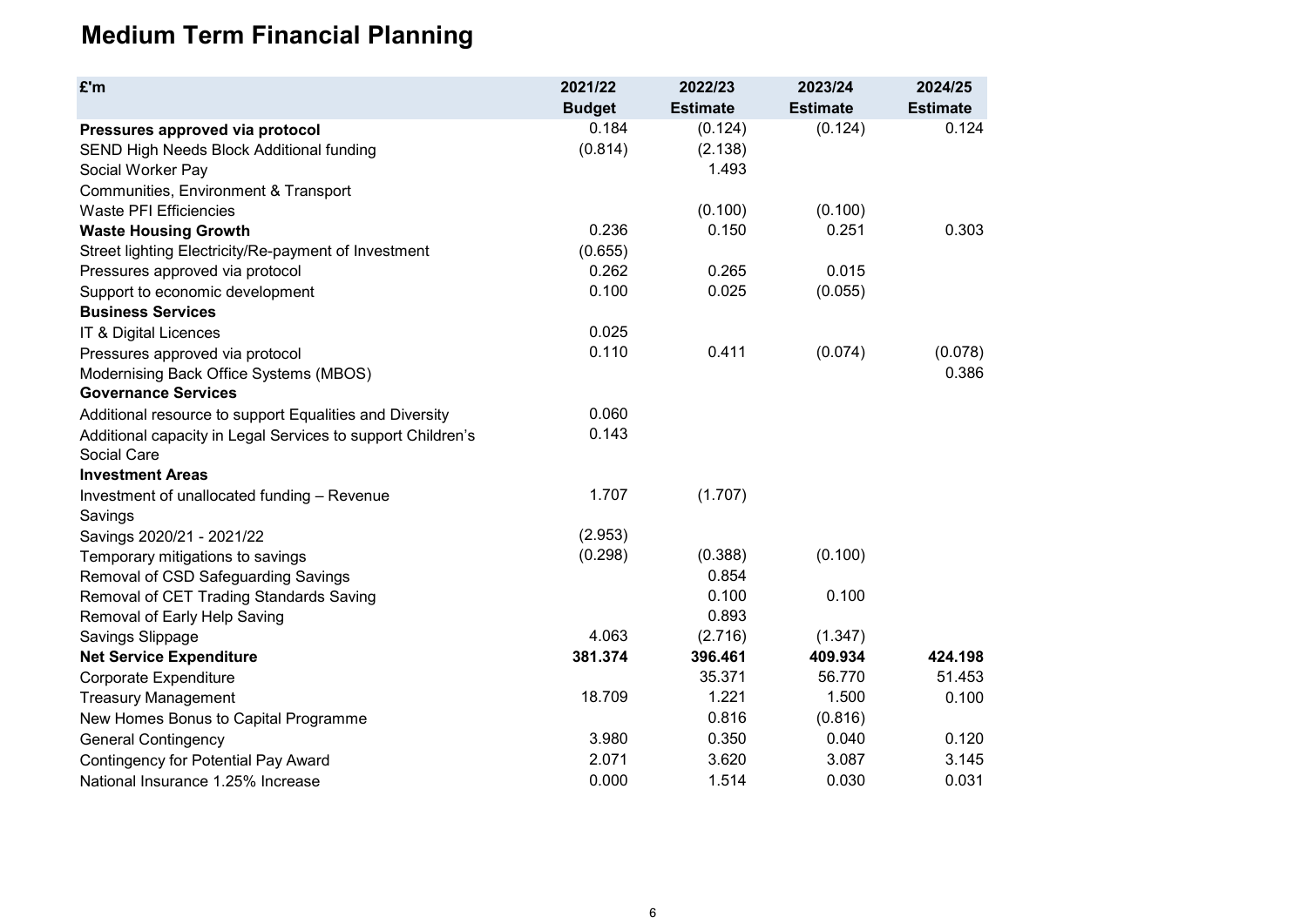# Medium Term Financial Planning

| £'m | 2021/22 Budget | 2022/23 Estimate | 2023/24 Estimate | 2024/25 Estimate |
|---|---|---|---|---|
| **Pressures approved via protocol** | 0.184 | (0.124) | (0.124) | 0.124 |
| SEND High Needs Block Additional funding | (0.814) | (2.138) | | |
| Social Worker Pay | | 1.493 | | |
| Communities, Environment & Transport | | | | |
| Waste PFI Efficiencies | | (0.100) | (0.100) | |
| **Waste Housing Growth** | 0.236 | 0.150 | 0.251 | 0.303 |
| Street lighting Electricity/Re-payment of Investment | (0.655) | | | |
| Pressures approved via protocol | 0.262 | 0.265 | 0.015 | |
| Support to economic development | 0.100 | 0.025 | (0.055) | |
| **Business Services** | | | | |
| IT & Digital Licences | 0.025 | | | |
| Pressures approved via protocol | 0.110 | 0.411 | (0.074) | (0.078) |
| Modernising Back Office Systems (MBOS) | | | | 0.386 |
| **Governance Services** | | | | |
| Additional resource to support Equalities and Diversity | 0.060 | | | |
| Additional capacity in Legal Services to support Children's Social Care | 0.143 | | | |
| **Investment Areas** | | | | |
| Investment of unallocated funding – Revenue | 1.707 | (1.707) | | |
| Savings | | | | |
| Savings 2020/21 - 2021/22 | (2.953) | | | |
| Temporary mitigations to savings | (0.298) | (0.388) | (0.100) | |
| Removal of CSD Safeguarding Savings | | 0.854 | | |
| Removal of CET Trading Standards Saving | | 0.100 | 0.100 | |
| Removal of Early Help Saving | | 0.893 | | |
| Savings Slippage | 4.063 | (2.716) | (1.347) | |
| **Net Service Expenditure** | **381.374** | **396.461** | **409.934** | **424.198** |
| Corporate Expenditure | | 35.371 | 56.770 | 51.453 |
| Treasury Management | 18.709 | 1.221 | 1.500 | 0.100 |
| New Homes Bonus to Capital Programme | | 0.816 | (0.816) | |
| General Contingency | 3.980 | 0.350 | 0.040 | 0.120 |
| Contingency for Potential Pay Award | 2.071 | 3.620 | 3.087 | 3.145 |
| National Insurance 1.25% Increase | 0.000 | 1.514 | 0.030 | 0.031 |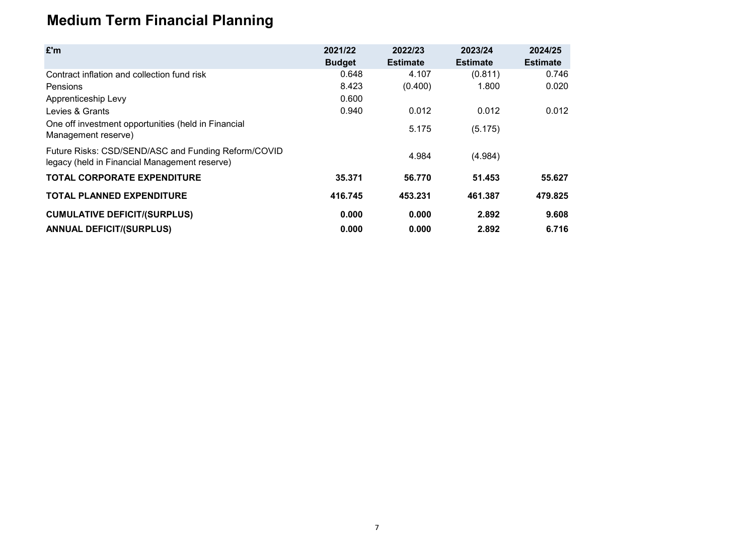# Medium Term Financial Planning

| £'m | 2021/22 Budget | 2022/23 Estimate | 2023/24 Estimate | 2024/25 Estimate |
|---|---|---|---|---|
| Contract inflation and collection fund risk | 0.648 | 4.107 | (0.811) | 0.746 |
| Pensions | 8.423 | (0.400) | 1.800 | 0.020 |
| Apprenticeship Levy | 0.600 | | | |
| Levies & Grants | 0.940 | 0.012 | 0.012 | 0.012 |
| One off investment opportunities (held in Financial Management reserve) | | 5.175 | (5.175) | |
| Future Risks: CSD/SEND/ASC and Funding Reform/COVID legacy (held in Financial Management reserve) | | 4.984 | (4.984) | |
| **TOTAL CORPORATE EXPENDITURE** | **35.371** | **56.770** | **51.453** | **55.627** |
| **TOTAL PLANNED EXPENDITURE** | **416.745** | **453.231** | **461.387** | **479.825** |
| **CUMULATIVE DEFICIT/(SURPLUS)** | **0.000** | **0.000** | **2.892** | **9.608** |
| **ANNUAL DEFICIT/(SURPLUS)** | **0.000** | **0.000** | **2.892** | **6.716** |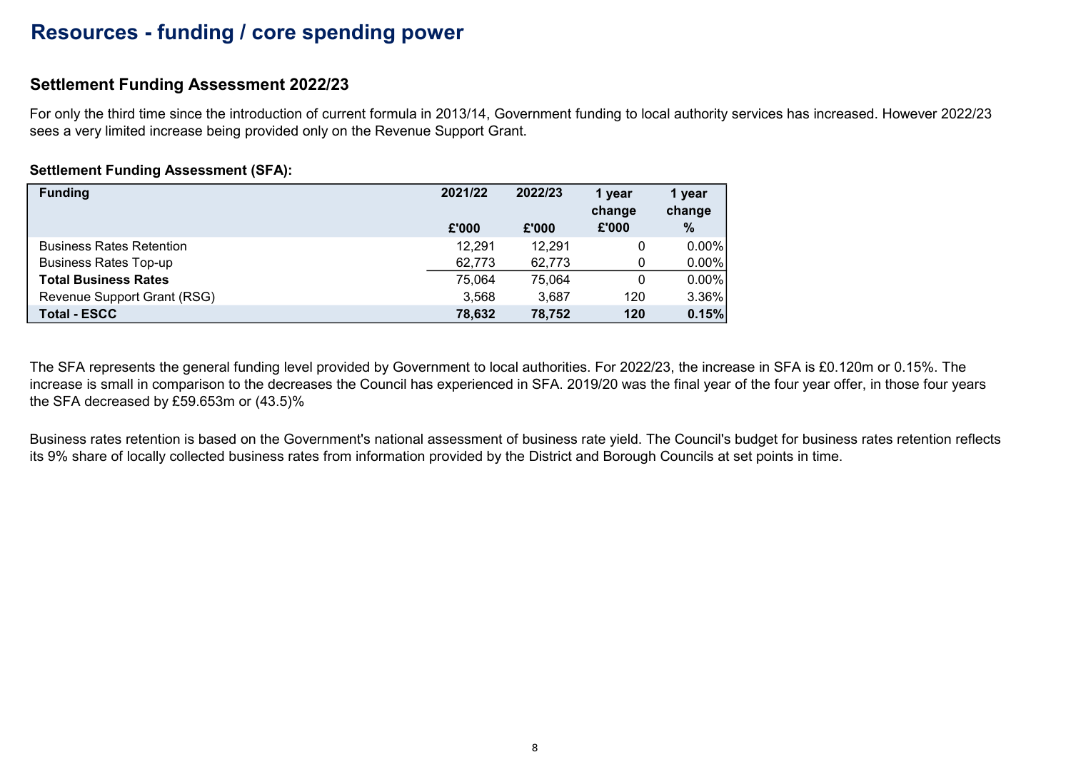# Resources - funding / core spending power

## Settlement Funding Assessment 2022/23

For only the third time since the introduction of current formula in 2013/14, Government funding to local authority services has increased. However 2022/23 sees a very limited increase being provided only on the Revenue Support Grant.

**Settlement Funding Assessment (SFA):**

| Funding | 2021/22 £'000 | 2022/23 £'000 | 1 year change £'000 | 1 year change % |
|---|---|---|---|---|
| Business Rates Retention | 12,291 | 12,291 | 0 | 0.00% |
| Business Rates Top-up | 62,773 | 62,773 | 0 | 0.00% |
| **Total Business Rates** | 75,064 | 75,064 | 0 | 0.00% |
| Revenue Support Grant (RSG) | 3,568 | 3,687 | 120 | 3.36% |
| **Total - ESCC** | **78,632** | **78,752** | **120** | **0.15%** |

The SFA represents the general funding level provided by Government to local authorities. For 2022/23, the increase in SFA is £0.120m or 0.15%. The increase is small in comparison to the decreases the Council has experienced in SFA. 2019/20 was the final year of the four year offer, in those four years the SFA decreased by £59.653m or (43.5)%

Business rates retention is based on the Government's national assessment of business rate yield. The Council's budget for business rates retention reflects its 9% share of locally collected business rates from information provided by the District and Borough Councils at set points in time.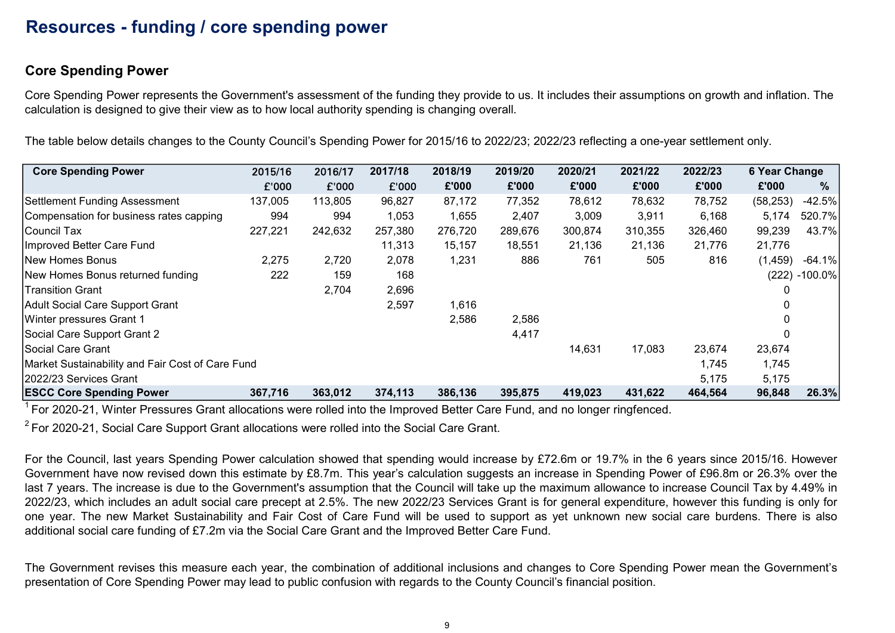# Resources - funding / core spending power

## Core Spending Power

Core Spending Power represents the Government's assessment of the funding they provide to us. It includes their assumptions on growth and inflation. The calculation is designed to give their view as to how local authority spending is changing overall.

The table below details changes to the County Council's Spending Power for 2015/16 to 2022/23; 2022/23 reflecting a one-year settlement only.

| Core Spending Power | 2015/16 | 2016/17 | 2017/18 | 2018/19 | 2019/20 | 2020/21 | 2021/22 | 2022/23 | 6 Year Change | |
|---|---|---|---|---|---|---|---|---|---|---|
| | £'000 | £'000 | £'000 | £'000 | £'000 | £'000 | £'000 | £'000 | £'000 | % |
| Settlement Funding Assessment | 137,005 | 113,805 | 96,827 | 87,172 | 77,352 | 78,612 | 78,632 | 78,752 | (58,253) | -42.5% |
| Compensation for business rates capping | 994 | 994 | 1,053 | 1,655 | 2,407 | 3,009 | 3,911 | 6,168 | 5,174 | 520.7% |
| Council Tax | 227,221 | 242,632 | 257,380 | 276,720 | 289,676 | 300,874 | 310,355 | 326,460 | 99,239 | 43.7% |
| Improved Better Care Fund | | | 11,313 | 15,157 | 18,551 | 21,136 | 21,136 | 21,776 | 21,776 | |
| New Homes Bonus | 2,275 | 2,720 | 2,078 | 1,231 | 886 | 761 | 505 | 816 | (1,459) | -64.1% |
| New Homes Bonus returned funding | 222 | 159 | 168 | | | | | | (222) | -100.0% |
| Transition Grant | | 2,704 | 2,696 | | | | | | 0 | |
| Adult Social Care Support Grant | | | 2,597 | 1,616 | | | | | 0 | |
| Winter pressures Grant 1 | | | | 2,586 | 2,586 | | | | 0 | |
| Social Care Support Grant 2 | | | | | 4,417 | | | | 0 | |
| Social Care Grant | | | | | | 14,631 | 17,083 | 23,674 | 23,674 | |
| Market Sustainability and Fair Cost of Care Fund | | | | | | | | 1,745 | 1,745 | |
| 2022/23 Services Grant | | | | | | | | 5,175 | 5,175 | |
| **ESCC Core Spending Power** | **367,716** | **363,012** | **374,113** | **386,136** | **395,875** | **419,023** | **431,622** | **464,564** | **96,848** | **26.3%** |

[1] For 2020-21, Winter Pressures Grant allocations were rolled into the Improved Better Care Fund, and no longer ringfenced.

[2] For 2020-21, Social Care Support Grant allocations were rolled into the Social Care Grant.

For the Council, last years Spending Power calculation showed that spending would increase by £72.6m or 19.7% in the 6 years since 2015/16. However Government have now revised down this estimate by £8.7m. This year's calculation suggests an increase in Spending Power of £96.8m or 26.3% over the last 7 years. The increase is due to the Government's assumption that the Council will take up the maximum allowance to increase Council Tax by 4.49% in 2022/23, which includes an adult social care precept at 2.5%. The new 2022/23 Services Grant is for general expenditure, however this funding is only for one year. The new Market Sustainability and Fair Cost of Care Fund will be used to support as yet unknown new social care burdens. There is also additional social care funding of £7.2m via the Social Care Grant and the Improved Better Care Fund.

The Government revises this measure each year, the combination of additional inclusions and changes to Core Spending Power mean the Government's presentation of Core Spending Power may lead to public confusion with regards to the County Council's financial position.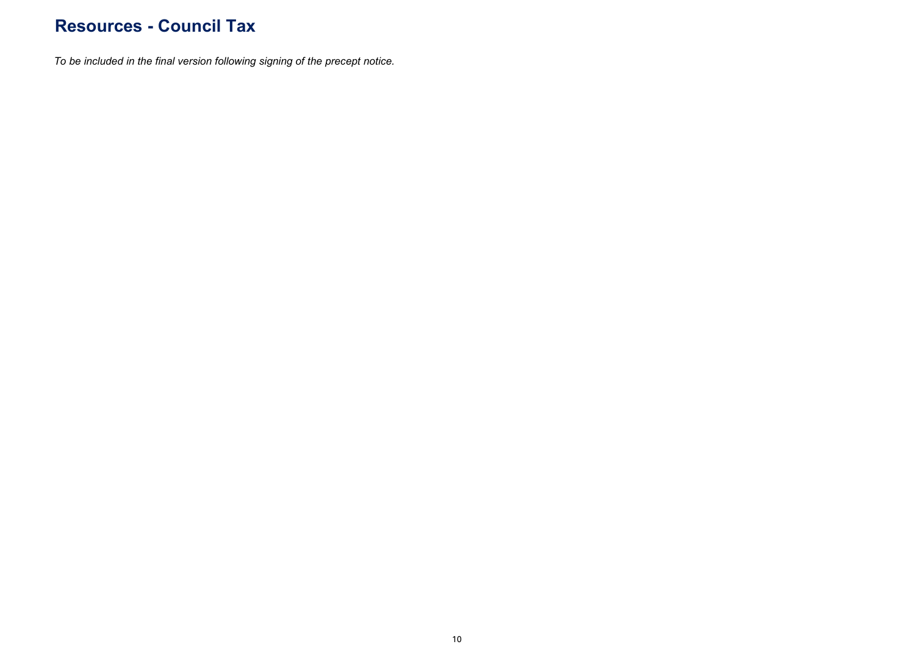# Resources - Council Tax

*To be included in the final version following signing of the precept notice.*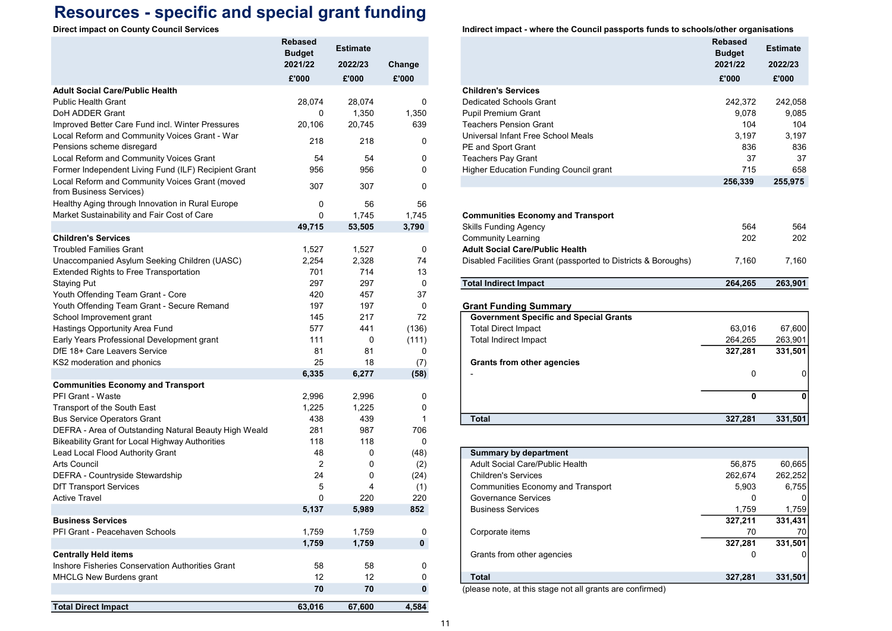# Resources - specific and special grant funding

**Direct impact on County Council Services**

| | Rebased Budget 2021/22 £'000 | Estimate 2022/23 £'000 | Change £'000 |
|---|---|---|---|
| **Adult Social Care/Public Health** | | | |
| Public Health Grant | 28,074 | 28,074 | 0 |
| DoH ADDER Grant | 0 | 1,350 | 1,350 |
| Improved Better Care Fund incl. Winter Pressures | 20,106 | 20,745 | 639 |
| Local Reform and Community Voices Grant - War Pensions scheme disregard | 218 | 218 | 0 |
| Local Reform and Community Voices Grant | 54 | 54 | 0 |
| Former Independent Living Fund (ILF) Recipient Grant | 956 | 956 | 0 |
| Local Reform and Community Voices Grant (moved from Business Services) | 307 | 307 | 0 |
| Healthy Aging through Innovation in Rural Europe | 0 | 56 | 56 |
| Market Sustainability and Fair Cost of Care | 0 | 1,745 | 1,745 |
| | **49,715** | **53,505** | **3,790** |
| **Children's Services** | | | |
| Troubled Families Grant | 1,527 | 1,527 | 0 |
| Unaccompanied Asylum Seeking Children (UASC) | 2,254 | 2,328 | 74 |
| Extended Rights to Free Transportation | 701 | 714 | 13 |
| Staying Put | 297 | 297 | 0 |
| Youth Offending Team Grant - Core | 420 | 457 | 37 |
| Youth Offending Team Grant - Secure Remand | 197 | 197 | 0 |
| School Improvement grant | 145 | 217 | 72 |
| Hastings Opportunity Area Fund | 577 | 441 | (136) |
| Early Years Professional Development grant | 111 | 0 | (111) |
| DfE 18+ Care Leavers Service | 81 | 81 | 0 |
| KS2 moderation and phonics | 25 | 18 | (7) |
| | **6,335** | **6,277** | **(58)** |
| **Communities Economy and Transport** | | | |
| PFI Grant - Waste | 2,996 | 2,996 | 0 |
| Transport of the South East | 1,225 | 1,225 | 0 |
| Bus Service Operators Grant | 438 | 439 | 1 |
| DEFRA - Area of Outstanding Natural Beauty High Weald | 281 | 987 | 706 |
| Bikeability Grant for Local Highway Authorities | 118 | 118 | 0 |
| Lead Local Flood Authority Grant | 48 | 0 | (48) |
| Arts Council | 2 | 0 | (2) |
| DEFRA - Countryside Stewardship | 24 | 0 | (24) |
| DfT Transport Services | 5 | 4 | (1) |
| Active Travel | 0 | 220 | 220 |
| | **5,137** | **5,989** | **852** |
| **Business Services** | | | |
| PFI Grant - Peacehaven Schools | 1,759 | 1,759 | 0 |
| | **1,759** | **1,759** | **0** |
| **Centrally Held items** | | | |
| Inshore Fisheries Conservation Authorities Grant | 58 | 58 | 0 |
| MHCLG New Burdens grant | 12 | 12 | 0 |
| | **70** | **70** | **0** |
| **Total Direct Impact** | **63,016** | **67,600** | **4,584** |

**Indirect impact - where the Council passports funds to schools/other organisations**

| | Rebased Budget 2021/22 £'000 | Estimate 2022/23 £'000 |
|---|---|---|
| **Children's Services** | | |
| Dedicated Schools Grant | 242,372 | 242,058 |
| Pupil Premium Grant | 9,078 | 9,085 |
| Teachers Pension Grant | 104 | 104 |
| Universal Infant Free School Meals | 3,197 | 3,197 |
| PE and Sport Grant | 836 | 836 |
| Teachers Pay Grant | 37 | 37 |
| Higher Education Funding Council grant | 715 | 658 |
| | **256,339** | **255,975** |
| **Communities Economy and Transport** | | |
| Skills Funding Agency | 564 | 564 |
| Community Learning | 202 | 202 |
| **Adult Social Care/Public Health** | | |
| Disabled Facilities Grant (passported to Districts & Boroughs) | 7,160 | 7,160 |
| **Total Indirect Impact** | **264,265** | **263,901** |

**Grant Funding Summary**

| | 2021/22 | 2022/23 |
|---|---|---|
| **Government Specific and Special Grants** | | |
| Total Direct Impact | 63,016 | 67,600 |
| Total Indirect Impact | 264,265 | 263,901 |
| | **327,281** | **331,501** |
| **Grants from other agencies** | | |
| - | 0 | 0 |
| | **0** | **0** |
| **Total** | **327,281** | **331,501** |

| **Summary by department** | | |
|---|---|---|
| Adult Social Care/Public Health | 56,875 | 60,665 |
| Children's Services | 262,674 | 262,252 |
| Communities Economy and Transport | 5,903 | 6,755 |
| Governance Services | 0 | 0 |
| Business Services | 1,759 | 1,759 |
| | **327,211** | **331,431** |
| Corporate items | 70 | 70 |
| | **327,281** | **331,501** |
| Grants from other agencies | 0 | 0 |
| **Total** | **327,281** | **331,501** |

(please note, at this stage not all grants are confirmed)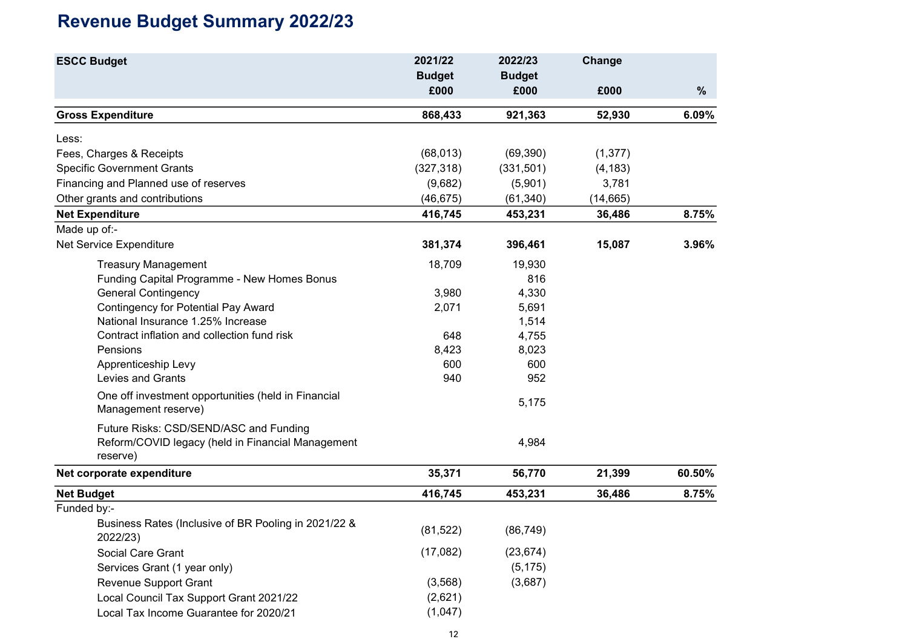# Revenue Budget Summary 2022/23

| ESCC Budget | 2021/22 Budget £000 | 2022/23 Budget £000 | Change £000 | % |
|---|---|---|---|---|
| **Gross Expenditure** | **868,433** | **921,363** | **52,930** | **6.09%** |
| Less: | | | | |
| Fees, Charges & Receipts | (68,013) | (69,390) | (1,377) | |
| Specific Government Grants | (327,318) | (331,501) | (4,183) | |
| Financing and Planned use of reserves | (9,682) | (5,901) | 3,781 | |
| Other grants and contributions | (46,675) | (61,340) | (14,665) | |
| **Net Expenditure** | **416,745** | **453,231** | **36,486** | **8.75%** |
| Made up of:- | | | | |
| Net Service Expenditure | **381,374** | **396,461** | **15,087** | **3.96%** |
| Treasury Management | 18,709 | 19,930 | | |
| Funding Capital Programme - New Homes Bonus | | 816 | | |
| General Contingency | 3,980 | 4,330 | | |
| Contingency for Potential Pay Award | 2,071 | 5,691 | | |
| National Insurance 1.25% Increase | | 1,514 | | |
| Contract inflation and collection fund risk | 648 | 4,755 | | |
| Pensions | 8,423 | 8,023 | | |
| Apprenticeship Levy | 600 | 600 | | |
| Levies and Grants | 940 | 952 | | |
| One off investment opportunities (held in Financial Management reserve) | | 5,175 | | |
| Future Risks: CSD/SEND/ASC and Funding Reform/COVID legacy (held in Financial Management reserve) | | 4,984 | | |
| **Net corporate expenditure** | **35,371** | **56,770** | **21,399** | **60.50%** |
| **Net Budget** | **416,745** | **453,231** | **36,486** | **8.75%** |
| Funded by:- | | | | |
| Business Rates (Inclusive of BR Pooling in 2021/22 & 2022/23) | (81,522) | (86,749) | | |
| Social Care Grant | (17,082) | (23,674) | | |
| Services Grant (1 year only) | | (5,175) | | |
| Revenue Support Grant | (3,568) | (3,687) | | |
| Local Council Tax Support Grant 2021/22 | (2,621) | | | |
| Local Tax Income Guarantee for 2020/21 | (1,047) | | | |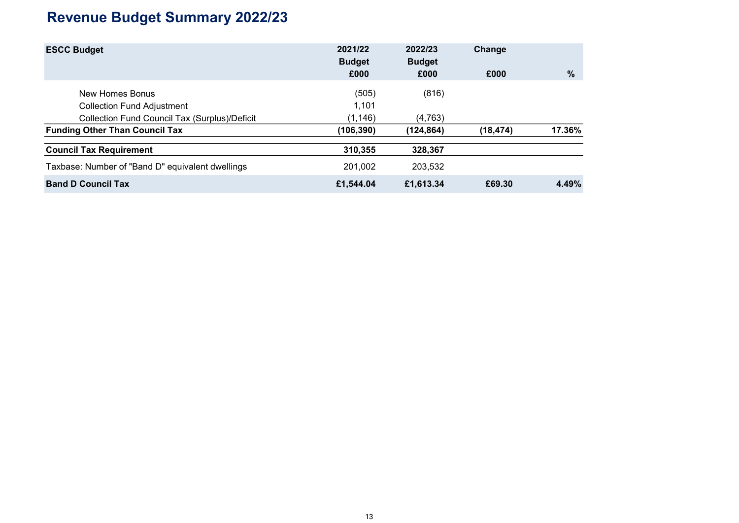# Revenue Budget Summary 2022/23

| ESCC Budget | 2021/22 Budget £000 | 2022/23 Budget £000 | Change £000 | % |
|---|---|---|---|---|
| New Homes Bonus | (505) | (816) | | |
| Collection Fund Adjustment | 1,101 | | | |
| Collection Fund Council Tax (Surplus)/Deficit | (1,146) | (4,763) | | |
| **Funding Other Than Council Tax** | **(106,390)** | **(124,864)** | **(18,474)** | **17.36%** |
| **Council Tax Requirement** | **310,355** | **328,367** | | |
| Taxbase: Number of "Band D" equivalent dwellings | 201,002 | 203,532 | | |
| **Band D Council Tax** | **£1,544.04** | **£1,613.34** | **£69.30** | **4.49%** |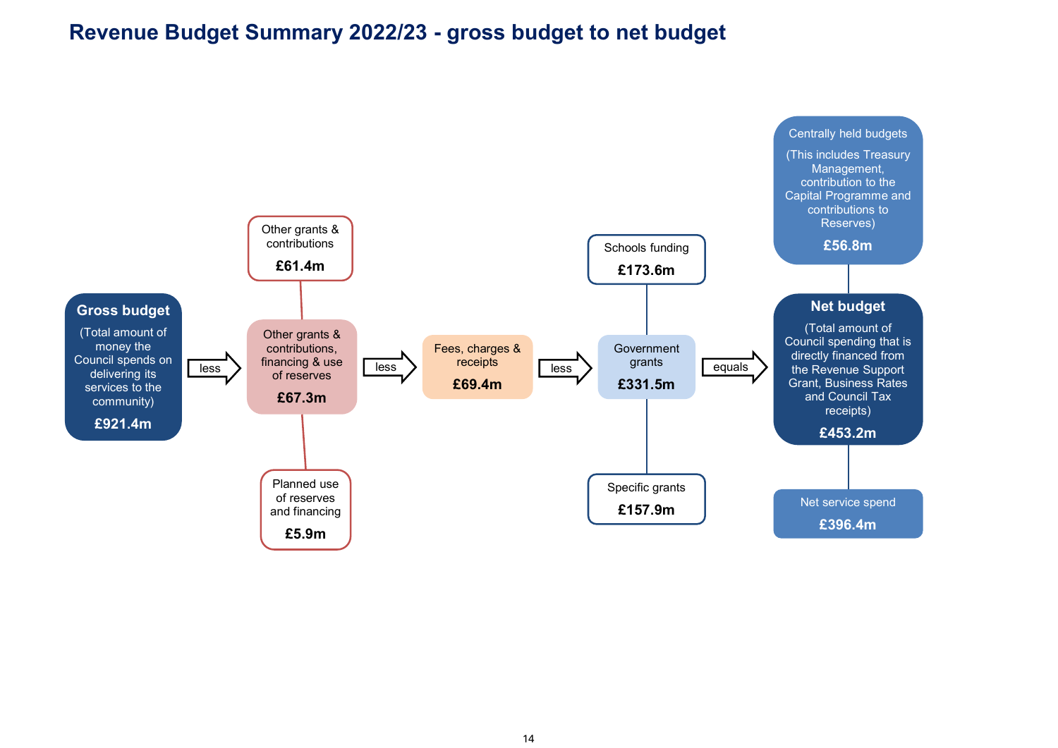# Revenue Budget Summary 2022/23 - gross budget to net budget

**Gross budget**
(Total amount of money the Council spends on delivering its services to the community)
**£921.4m**

less

**Other grants & contributions, financing & use of reserves**
**£67.3m**

- Other grants & contributions **£61.4m**
- Planned use of reserves and financing **£5.9m**

less

**Fees, charges & receipts**
**£69.4m**

less

**Government grants**
**£331.5m**

- Schools funding **£173.6m**
- Specific grants **£157.9m**

equals

**Net budget**
(Total amount of Council spending that is directly financed from the Revenue Support Grant, Business Rates and Council Tax receipts)
**£453.2m**

- Centrally held budgets (This includes Treasury Management, contribution to the Capital Programme and contributions to Reserves) **£56.8m**
- Net service spend **£396.4m**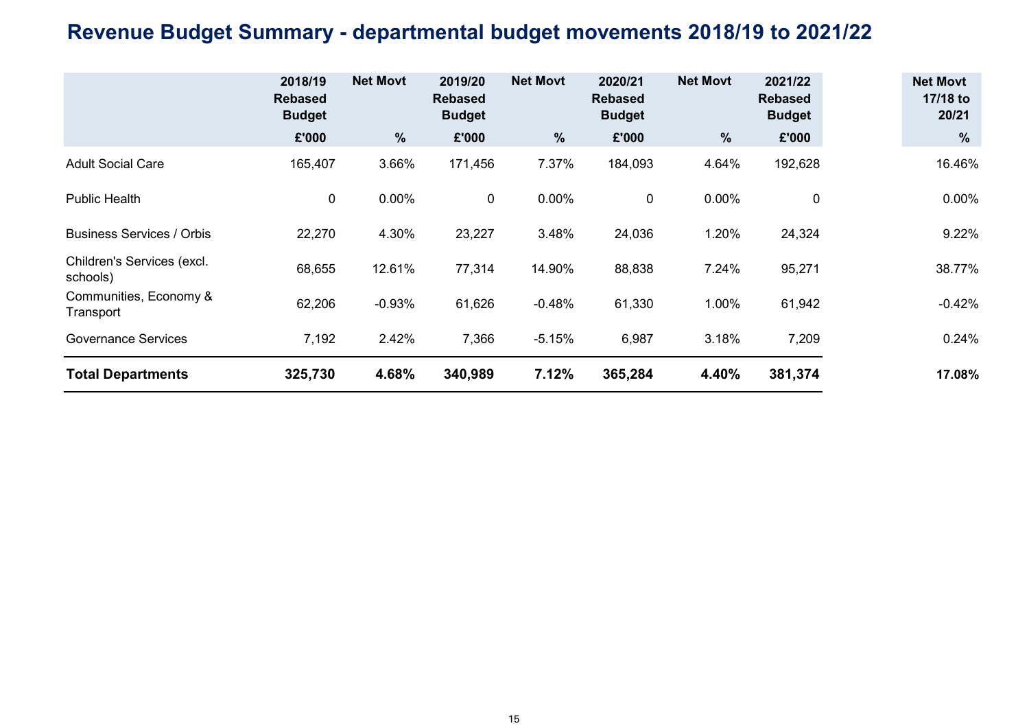# Revenue Budget Summary - departmental budget movements 2018/19 to 2021/22

| | 2018/19 Rebased Budget | Net Movt | 2019/20 Rebased Budget | Net Movt | 2020/21 Rebased Budget | Net Movt | 2021/22 Rebased Budget | Net Movt 17/18 to 20/21 |
|---|---|---|---|---|---|---|---|---|
| | £'000 | % | £'000 | % | £'000 | % | £'000 | % |
| Adult Social Care | 165,407 | 3.66% | 171,456 | 7.37% | 184,093 | 4.64% | 192,628 | 16.46% |
| Public Health | 0 | 0.00% | 0 | 0.00% | 0 | 0.00% | 0 | 0.00% |
| Business Services / Orbis | 22,270 | 4.30% | 23,227 | 3.48% | 24,036 | 1.20% | 24,324 | 9.22% |
| Children's Services (excl. schools) | 68,655 | 12.61% | 77,314 | 14.90% | 88,838 | 7.24% | 95,271 | 38.77% |
| Communities, Economy & Transport | 62,206 | -0.93% | 61,626 | -0.48% | 61,330 | 1.00% | 61,942 | -0.42% |
| Governance Services | 7,192 | 2.42% | 7,366 | -5.15% | 6,987 | 3.18% | 7,209 | 0.24% |
| **Total Departments** | **325,730** | **4.68%** | **340,989** | **7.12%** | **365,284** | **4.40%** | **381,374** | **17.08%** |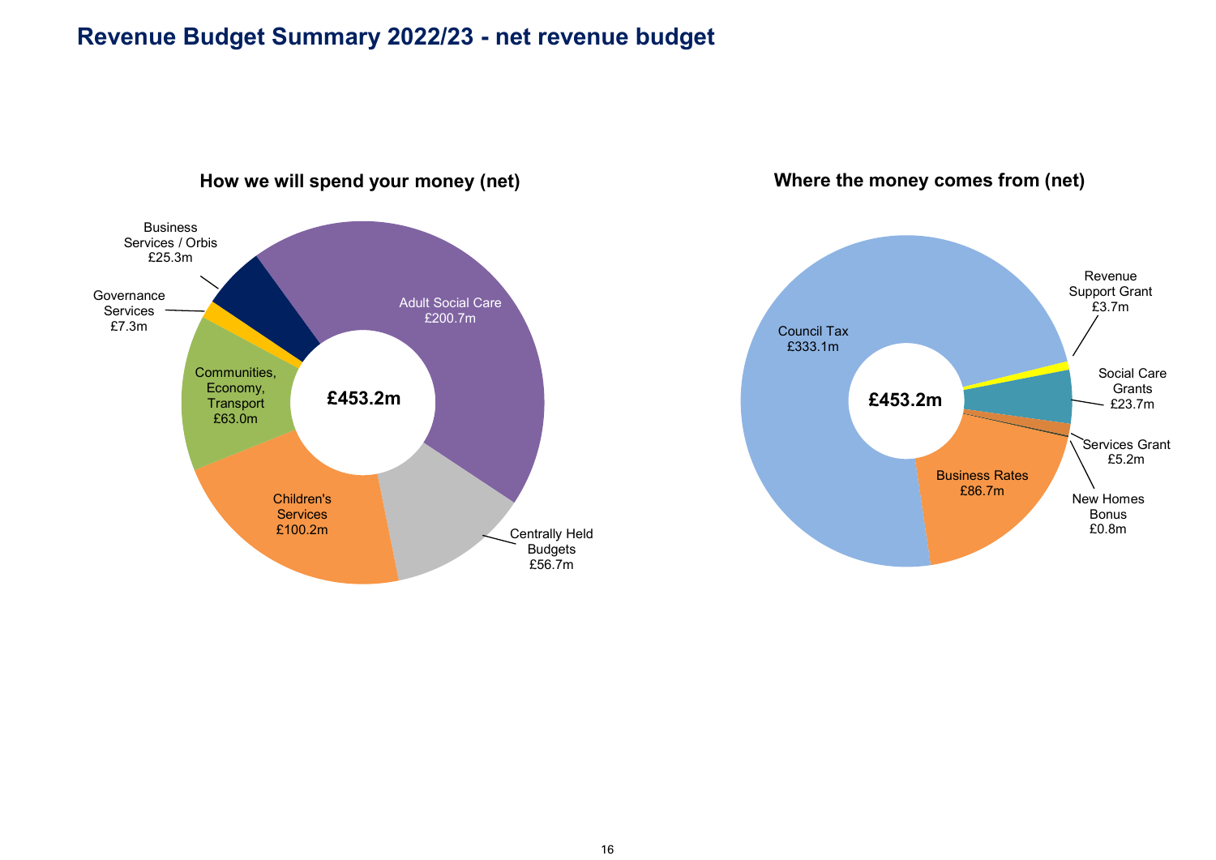# Revenue Budget Summary 2022/23 - net revenue budget

## How we will spend your money (net)

£453.2m

- Adult Social Care £200.7m
- Centrally Held Budgets £56.7m
- Children's Services £100.2m
- Communities, Economy, Transport £63.0m
- Governance Services £7.3m
- Business Services / Orbis £25.3m

## Where the money comes from (net)

£453.2m

- Council Tax £333.1m
- Revenue Support Grant £3.7m
- Social Care Grants £23.7m
- Services Grant £5.2m
- New Homes Bonus £0.8m
- Business Rates £86.7m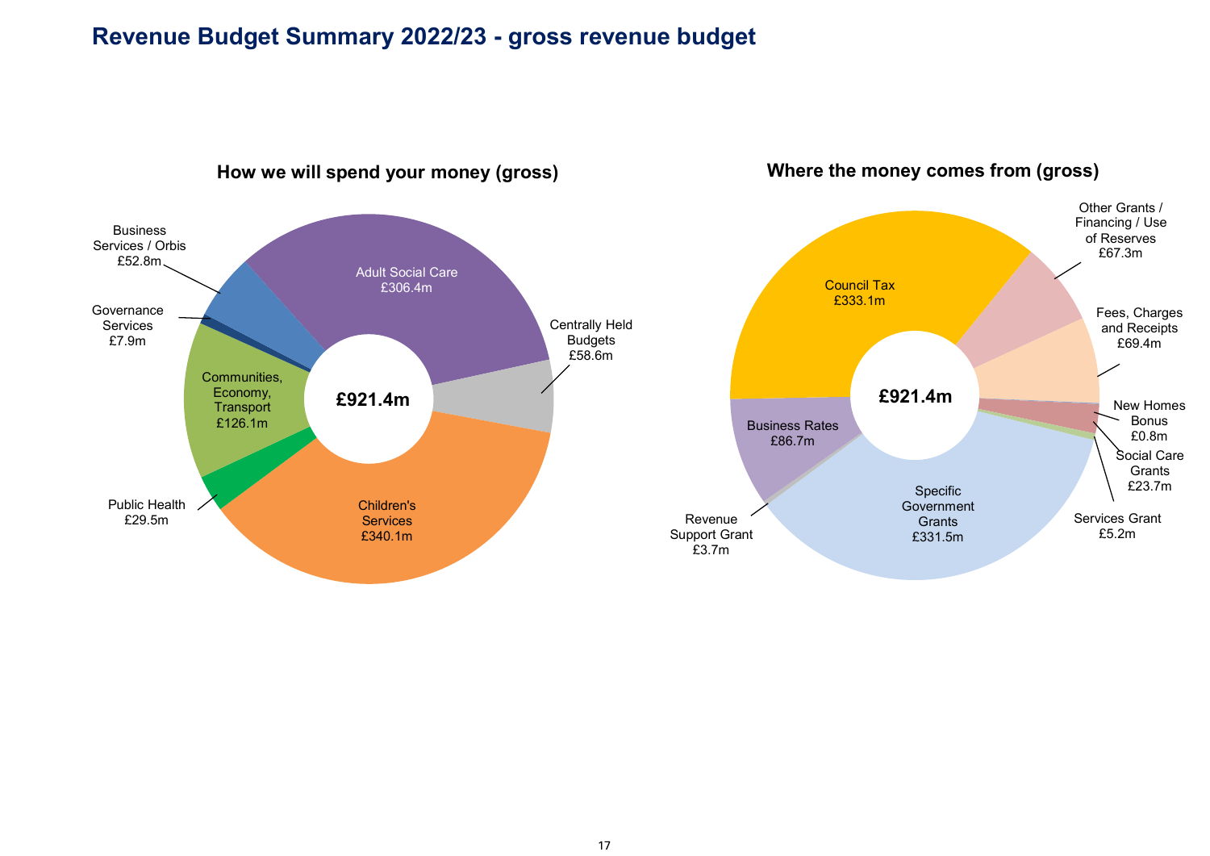# Revenue Budget Summary 2022/23 - gross revenue budget

## How we will spend your money (gross)

£921.4m

| Category | Amount |
| --- | --- |
| Adult Social Care | £306.4m |
| Centrally Held Budgets | £58.6m |
| Children's Services | £340.1m |
| Public Health | £29.5m |
| Communities, Economy, Transport | £126.1m |
| Governance Services | £7.9m |
| Business Services / Orbis | £52.8m |

## Where the money comes from (gross)

£921.4m

| Source | Amount |
| --- | --- |
| Council Tax | £333.1m |
| Other Grants / Financing / Use of Reserves | £67.3m |
| Fees, Charges and Receipts | £69.4m |
| New Homes Bonus | £0.8m |
| Social Care Grants | £23.7m |
| Services Grant | £5.2m |
| Specific Government Grants | £331.5m |
| Revenue Support Grant | £3.7m |
| Business Rates | £86.7m |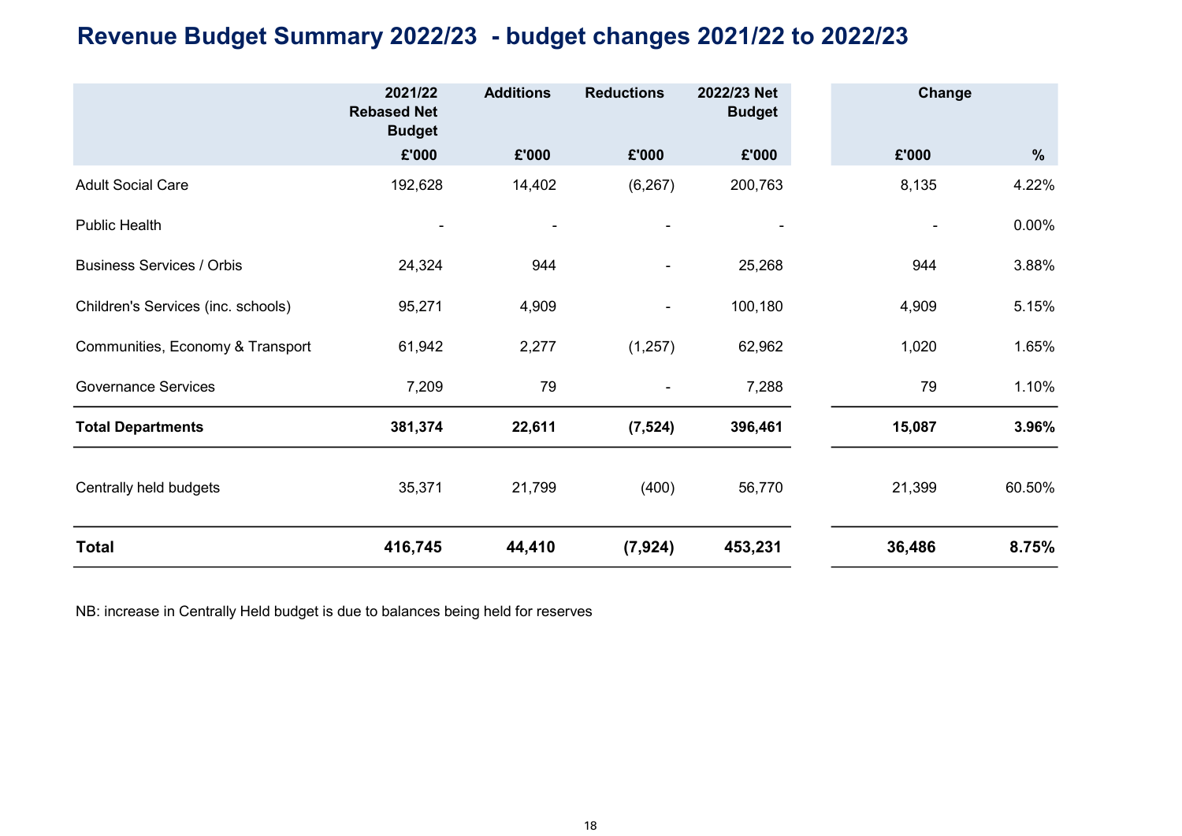# Revenue Budget Summary 2022/23 - budget changes 2021/22 to 2022/23

| | 2021/22 Rebased Net Budget | Additions | Reductions | 2022/23 Net Budget | Change | |
|---|---|---|---|---|---|---|
| | £'000 | £'000 | £'000 | £'000 | £'000 | % |
| Adult Social Care | 192,628 | 14,402 | (6,267) | 200,763 | 8,135 | 4.22% |
| Public Health | - | - | - | - | - | 0.00% |
| Business Services / Orbis | 24,324 | 944 | - | 25,268 | 944 | 3.88% |
| Children's Services (inc. schools) | 95,271 | 4,909 | - | 100,180 | 4,909 | 5.15% |
| Communities, Economy & Transport | 61,942 | 2,277 | (1,257) | 62,962 | 1,020 | 1.65% |
| Governance Services | 7,209 | 79 | - | 7,288 | 79 | 1.10% |
| **Total Departments** | **381,374** | **22,611** | **(7,524)** | **396,461** | **15,087** | **3.96%** |
| Centrally held budgets | 35,371 | 21,799 | (400) | 56,770 | 21,399 | 60.50% |
| **Total** | **416,745** | **44,410** | **(7,924)** | **453,231** | **36,486** | **8.75%** |

NB: increase in Centrally Held budget is due to balances being held for reserves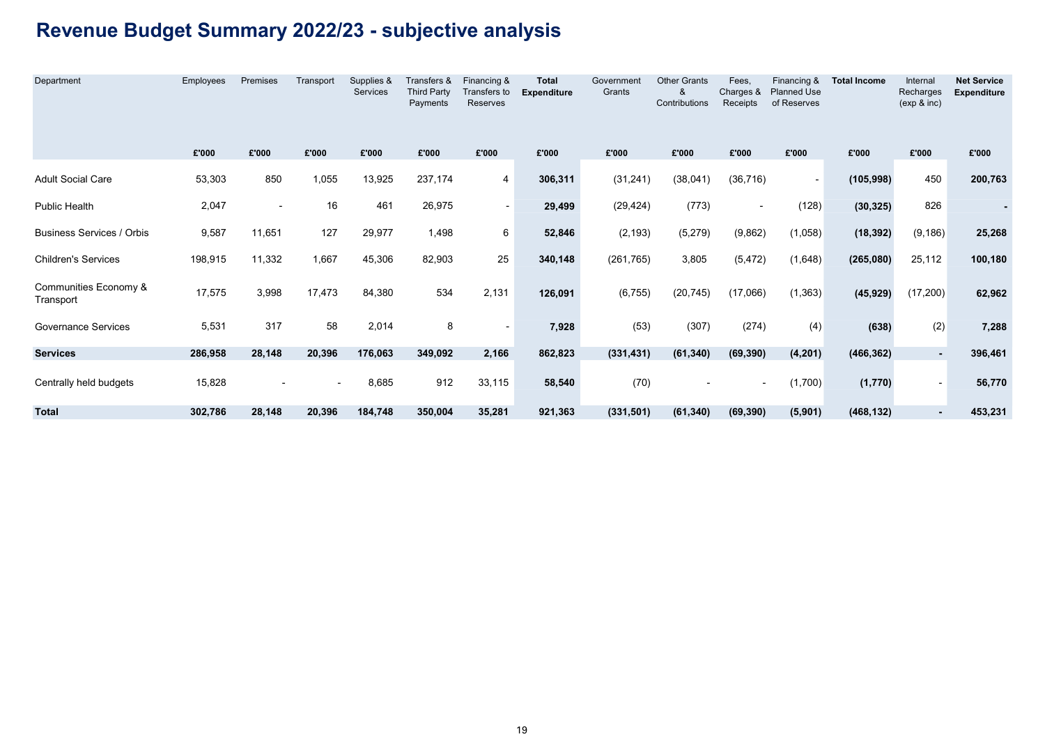# Revenue Budget Summary 2022/23 - subjective analysis

| Department | Employees | Premises | Transport | Supplies & Services | Transfers & Third Party Payments | Financing & Transfers to Reserves | **Total Expenditure** | Government Grants | Other Grants & Contributions | Fees, Charges & Receipts | Financing & Planned Use of Reserves | **Total Income** | Internal Recharges (exp & inc) | **Net Service Expenditure** |
|---|---|---|---|---|---|---|---|---|---|---|---|---|---|---|
| | **£'000** | **£'000** | **£'000** | **£'000** | **£'000** | **£'000** | **£'000** | **£'000** | **£'000** | **£'000** | **£'000** | **£'000** | **£'000** | **£'000** |
| Adult Social Care | 53,303 | 850 | 1,055 | 13,925 | 237,174 | 4 | **306,311** | (31,241) | (38,041) | (36,716) | - | **(105,998)** | 450 | **200,763** |
| Public Health | 2,047 | - | 16 | 461 | 26,975 | - | **29,499** | (29,424) | (773) | - | (128) | **(30,325)** | 826 | **-** |
| Business Services / Orbis | 9,587 | 11,651 | 127 | 29,977 | 1,498 | 6 | **52,846** | (2,193) | (5,279) | (9,862) | (1,058) | **(18,392)** | (9,186) | **25,268** |
| Children's Services | 198,915 | 11,332 | 1,667 | 45,306 | 82,903 | 25 | **340,148** | (261,765) | 3,805 | (5,472) | (1,648) | **(265,080)** | 25,112 | **100,180** |
| Communities Economy & Transport | 17,575 | 3,998 | 17,473 | 84,380 | 534 | 2,131 | **126,091** | (6,755) | (20,745) | (17,066) | (1,363) | **(45,929)** | (17,200) | **62,962** |
| Governance Services | 5,531 | 317 | 58 | 2,014 | 8 | - | **7,928** | (53) | (307) | (274) | (4) | **(638)** | (2) | **7,288** |
| **Services** | **286,958** | **28,148** | **20,396** | **176,063** | **349,092** | **2,166** | **862,823** | **(331,431)** | **(61,340)** | **(69,390)** | **(4,201)** | **(466,362)** | **-** | **396,461** |
| Centrally held budgets | 15,828 | - | - | 8,685 | 912 | 33,115 | **58,540** | (70) | - | - | (1,700) | **(1,770)** | - | **56,770** |
| **Total** | **302,786** | **28,148** | **20,396** | **184,748** | **350,004** | **35,281** | **921,363** | **(331,501)** | **(61,340)** | **(69,390)** | **(5,901)** | **(468,132)** | **-** | **453,231** |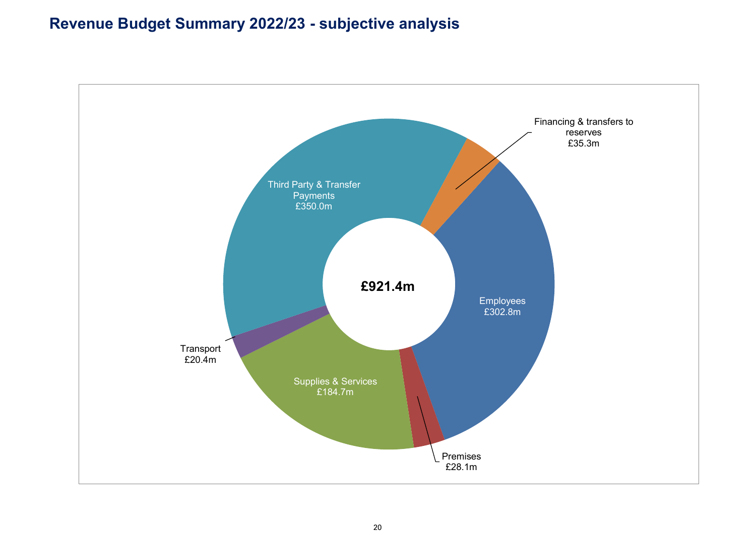# Revenue Budget Summary 2022/23 - subjective analysis

£921.4m

Third Party & Transfer Payments
£350.0m

Financing & transfers to reserves
£35.3m

Employees
£302.8m

Premises
£28.1m

Supplies & Services
£184.7m

Transport
£20.4m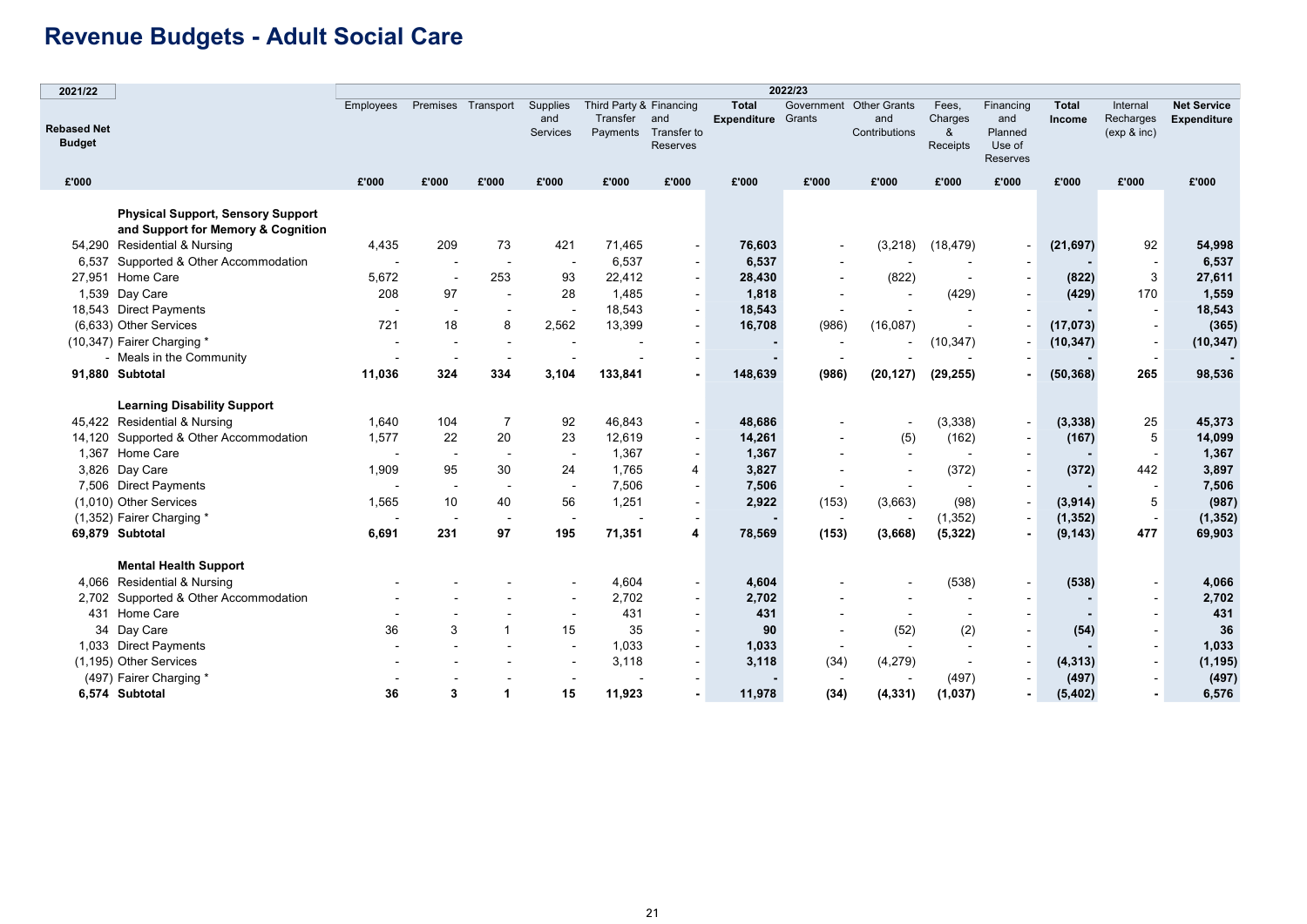# Revenue Budgets - Adult Social Care

| 2021/22 Rebased Net Budget £'000 | | Employees £'000 | Premises £'000 | Transport £'000 | Supplies and Services £'000 | Third Party & Transfer Payments £'000 | Financing and Transfer to Reserves £'000 | **Total Expenditure £'000** | Government Grants £'000 | Other Grants and Contributions £'000 | Fees, Charges & Receipts £'000 | Financing and Planned Use of Reserves £'000 | **Total Income £'000** | Internal Recharges (exp & inc) £'000 | **Net Service Expenditure £'000** |
|---|---|---|---|---|---|---|---|---|---|---|---|---|---|---|---|
| | **Physical Support, Sensory Support and Support for Memory & Cognition** | | | | | | | | | | | | | | |
| 54,290 | Residential & Nursing | 4,435 | 209 | 73 | 421 | 71,465 | - | **76,603** | - | (3,218) | (18,479) | - | **(21,697)** | 92 | **54,998** |
| 6,537 | Supported & Other Accommodation | - | - | - | - | 6,537 | - | **6,537** | - | - | - | - | **-** | - | **6,537** |
| 27,951 | Home Care | 5,672 | - | 253 | 93 | 22,412 | - | **28,430** | - | (822) | - | - | **(822)** | 3 | **27,611** |
| 1,539 | Day Care | 208 | 97 | - | 28 | 1,485 | - | **1,818** | - | - | (429) | - | **(429)** | 170 | **1,559** |
| 18,543 | Direct Payments | - | - | - | - | 18,543 | - | **18,543** | - | - | - | - | **-** | - | **18,543** |
| (6,633) | Other Services | 721 | 18 | 8 | 2,562 | 13,399 | - | **16,708** | (986) | (16,087) | - | - | **(17,073)** | - | **(365)** |
| (10,347) | Fairer Charging * | - | - | - | - | - | - | **-** | - | - | (10,347) | - | **(10,347)** | - | **(10,347)** |
| - | Meals in the Community | - | - | - | - | - | - | **-** | - | - | - | - | **-** | - | **-** |
| **91,880** | **Subtotal** | **11,036** | **324** | **334** | **3,104** | **133,841** | **-** | **148,639** | **(986)** | **(20,127)** | **(29,255)** | **-** | **(50,368)** | **265** | **98,536** |
| | **Learning Disability Support** | | | | | | | | | | | | | | |
| 45,422 | Residential & Nursing | 1,640 | 104 | 7 | 92 | 46,843 | - | **48,686** | - | - | (3,338) | - | **(3,338)** | 25 | **45,373** |
| 14,120 | Supported & Other Accommodation | 1,577 | 22 | 20 | 23 | 12,619 | - | **14,261** | - | (5) | (162) | - | **(167)** | 5 | **14,099** |
| 1,367 | Home Care | - | - | - | - | 1,367 | - | **1,367** | - | - | - | - | **-** | - | **1,367** |
| 3,826 | Day Care | 1,909 | 95 | 30 | 24 | 1,765 | 4 | **3,827** | - | - | (372) | - | **(372)** | 442 | **3,897** |
| 7,506 | Direct Payments | - | - | - | - | 7,506 | - | **7,506** | - | - | - | - | **-** | - | **7,506** |
| (1,010) | Other Services | 1,565 | 10 | 40 | 56 | 1,251 | - | **2,922** | (153) | (3,663) | (98) | - | **(3,914)** | 5 | **(987)** |
| (1,352) | Fairer Charging * | - | - | - | - | - | - | **-** | - | - | (1,352) | - | **(1,352)** | - | **(1,352)** |
| **69,879** | **Subtotal** | **6,691** | **231** | **97** | **195** | **71,351** | **4** | **78,569** | **(153)** | **(3,668)** | **(5,322)** | **-** | **(9,143)** | **477** | **69,903** |
| | **Mental Health Support** | | | | | | | | | | | | | | |
| 4,066 | Residential & Nursing | - | - | - | - | 4,604 | - | **4,604** | - | - | (538) | - | **(538)** | - | **4,066** |
| 2,702 | Supported & Other Accommodation | - | - | - | - | 2,702 | - | **2,702** | - | - | - | - | **-** | - | **2,702** |
| 431 | Home Care | - | - | - | - | 431 | - | **431** | - | - | - | - | **-** | - | **431** |
| 34 | Day Care | 36 | 3 | 1 | 15 | 35 | - | **90** | - | (52) | (2) | - | **(54)** | - | **36** |
| 1,033 | Direct Payments | - | - | - | - | 1,033 | - | **1,033** | - | - | - | - | **-** | - | **1,033** |
| (1,195) | Other Services | - | - | - | - | 3,118 | - | **3,118** | (34) | (4,279) | - | - | **(4,313)** | - | **(1,195)** |
| (497) | Fairer Charging * | - | - | - | - | - | - | **-** | - | - | (497) | - | **(497)** | - | **(497)** |
| **6,574** | **Subtotal** | **36** | **3** | **1** | **15** | **11,923** | **-** | **11,978** | **(34)** | **(4,331)** | **(1,037)** | **-** | **(5,402)** | **-** | **6,576** |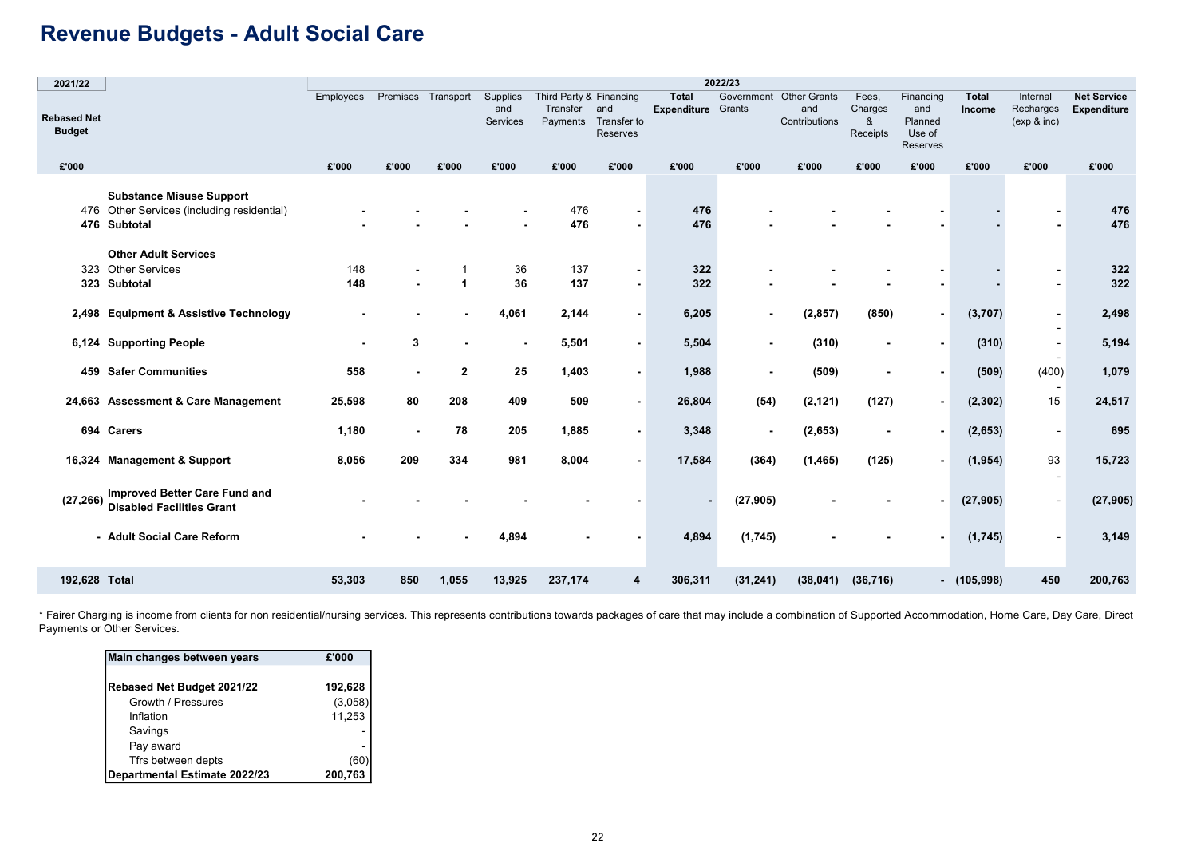# Revenue Budgets - Adult Social Care

| 2021/22 Rebased Net Budget | | 2022/23 Employees | Premises | Transport | Supplies and Services | Third Party & Transfer Payments | Financing and Transfer to Reserves | Total Expenditure | Government Grants | Other Grants and Contributions | Fees, Charges & Receipts | Financing and Planned Use of Reserves | Total Income | Internal Recharges (exp & inc) | Net Service Expenditure |
|---|---|---|---|---|---|---|---|---|---|---|---|---|---|---|---|
| £'000 | | £'000 | £'000 | £'000 | £'000 | £'000 | £'000 | £'000 | £'000 | £'000 | £'000 | £'000 | £'000 | £'000 | £'000 |
| | **Substance Misuse Support** | | | | | | | | | | | | | | |
| 476 | Other Services (including residential) | - | - | - | - | 476 | - | **476** | - | - | - | - | **-** | - | **476** |
| **476** | **Subtotal** | **-** | **-** | **-** | **-** | **476** | **-** | **476** | **-** | **-** | **-** | **-** | **-** | **-** | **476** |
| | **Other Adult Services** | | | | | | | | | | | | | | |
| 323 | Other Services | 148 | - | 1 | 36 | 137 | - | **322** | - | - | - | - | **-** | - | **322** |
| **323** | **Subtotal** | **148** | **-** | **1** | **36** | **137** | **-** | **322** | **-** | **-** | **-** | **-** | **-** | - | **322** |
| **2,498** | **Equipment & Assistive Technology** | **-** | **-** | **-** | **4,061** | **2,144** | **-** | **6,205** | **-** | **(2,857)** | **(850)** | **-** | **(3,707)** | - | **2,498** |
| **6,124** | **Supporting People** | **-** | **3** | **-** | **-** | **5,501** | **-** | **5,504** | **-** | **(310)** | **-** | **-** | **(310)** | - | **5,194** |
| **459** | **Safer Communities** | **558** | **-** | **2** | **25** | **1,403** | **-** | **1,988** | **-** | **(509)** | **-** | **-** | **(509)** | (400) | **1,079** |
| **24,663** | **Assessment & Care Management** | **25,598** | **80** | **208** | **409** | **509** | **-** | **26,804** | **(54)** | **(2,121)** | **(127)** | **-** | **(2,302)** | 15 | **24,517** |
| **694** | **Carers** | **1,180** | **-** | **78** | **205** | **1,885** | **-** | **3,348** | **-** | **(2,653)** | **-** | **-** | **(2,653)** | - | **695** |
| **16,324** | **Management & Support** | **8,056** | **209** | **334** | **981** | **8,004** | **-** | **17,584** | **(364)** | **(1,465)** | **(125)** | **-** | **(1,954)** | 93 | **15,723** |
| **(27,266)** | **Improved Better Care Fund and Disabled Facilities Grant** | **-** | **-** | **-** | **-** | **-** | **-** | **-** | **(27,905)** | **-** | **-** | **-** | **(27,905)** | - | **(27,905)** |
| **-** | **Adult Social Care Reform** | **-** | **-** | **-** | **4,894** | **-** | **-** | **4,894** | **(1,745)** | **-** | **-** | **-** | **(1,745)** | - | **3,149** |
| **192,628** | **Total** | **53,303** | **850** | **1,055** | **13,925** | **237,174** | **4** | **306,311** | **(31,241)** | **(38,041)** | **(36,716)** | **-** | **(105,998)** | **450** | **200,763** |

\* Fairer Charging is income from clients for non residential/nursing services. This represents contributions towards packages of care that may include a combination of Supported Accommodation, Home Care, Day Care, Direct Payments or Other Services.

| Main changes between years | £'000 |
|---|---|
| **Rebased Net Budget 2021/22** | **192,628** |
| Growth / Pressures | (3,058) |
| Inflation | 11,253 |
| Savings | - |
| Pay award | - |
| Tfrs between depts | (60) |
| **Departmental Estimate 2022/23** | **200,763** |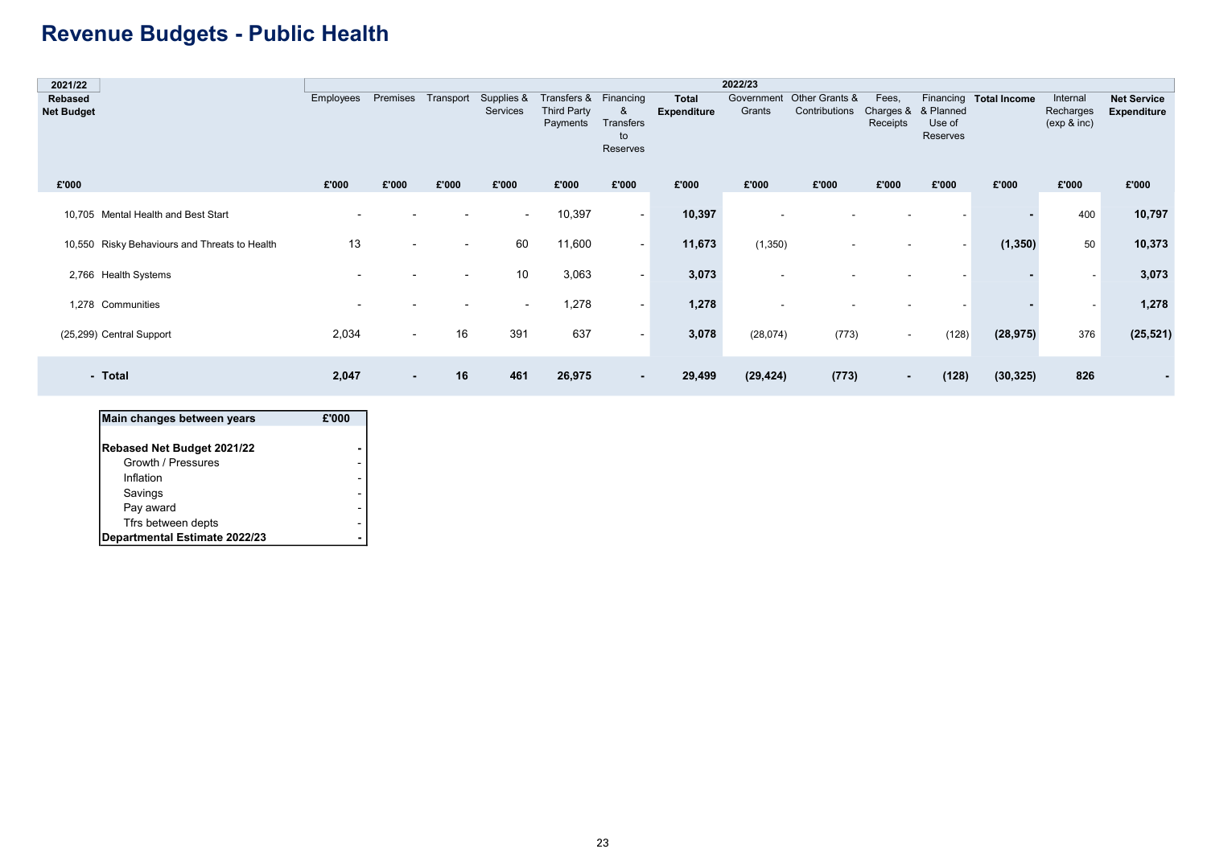# Revenue Budgets - Public Health

| 2021/22 Rebased Net Budget | | 2022/23 Employees | Premises | Transport | Supplies & Services | Transfers & Third Party Payments | Financing & Transfers to Reserves | Total Expenditure | Government Grants | Other Grants & Contributions | Fees, Charges & Receipts | Financing & Planned Use of Reserves | Total Income | Internal Recharges (exp & inc) | Net Service Expenditure |
|---|---|---|---|---|---|---|---|---|---|---|---|---|---|---|---|
| £'000 | | £'000 | £'000 | £'000 | £'000 | £'000 | £'000 | £'000 | £'000 | £'000 | £'000 | £'000 | £'000 | £'000 | £'000 |
| 10,705 | Mental Health and Best Start | - | - | - | - | 10,397 | - | **10,397** | - | - | - | - | **-** | 400 | **10,797** |
| 10,550 | Risky Behaviours and Threats to Health | 13 | - | - | 60 | 11,600 | - | **11,673** | (1,350) | - | - | - | **(1,350)** | 50 | **10,373** |
| 2,766 | Health Systems | - | - | - | 10 | 3,063 | - | **3,073** | - | - | - | - | **-** | - | **3,073** |
| 1,278 | Communities | - | - | - | - | 1,278 | - | **1,278** | - | - | - | - | **-** | - | **1,278** |
| (25,299) | Central Support | 2,034 | - | 16 | 391 | 637 | - | **3,078** | (28,074) | (773) | - | (128) | **(28,975)** | 376 | **(25,521)** |
| **-** | **Total** | **2,047** | **-** | **16** | **461** | **26,975** | **-** | **29,499** | **(29,424)** | **(773)** | **-** | **(128)** | **(30,325)** | **826** | **-** |

| Main changes between years | £'000 |
|---|---|
| **Rebased Net Budget 2021/22** | **-** |
| Growth / Pressures | - |
| Inflation | - |
| Savings | - |
| Pay award | - |
| Tfrs between depts | - |
| **Departmental Estimate 2022/23** | **-** |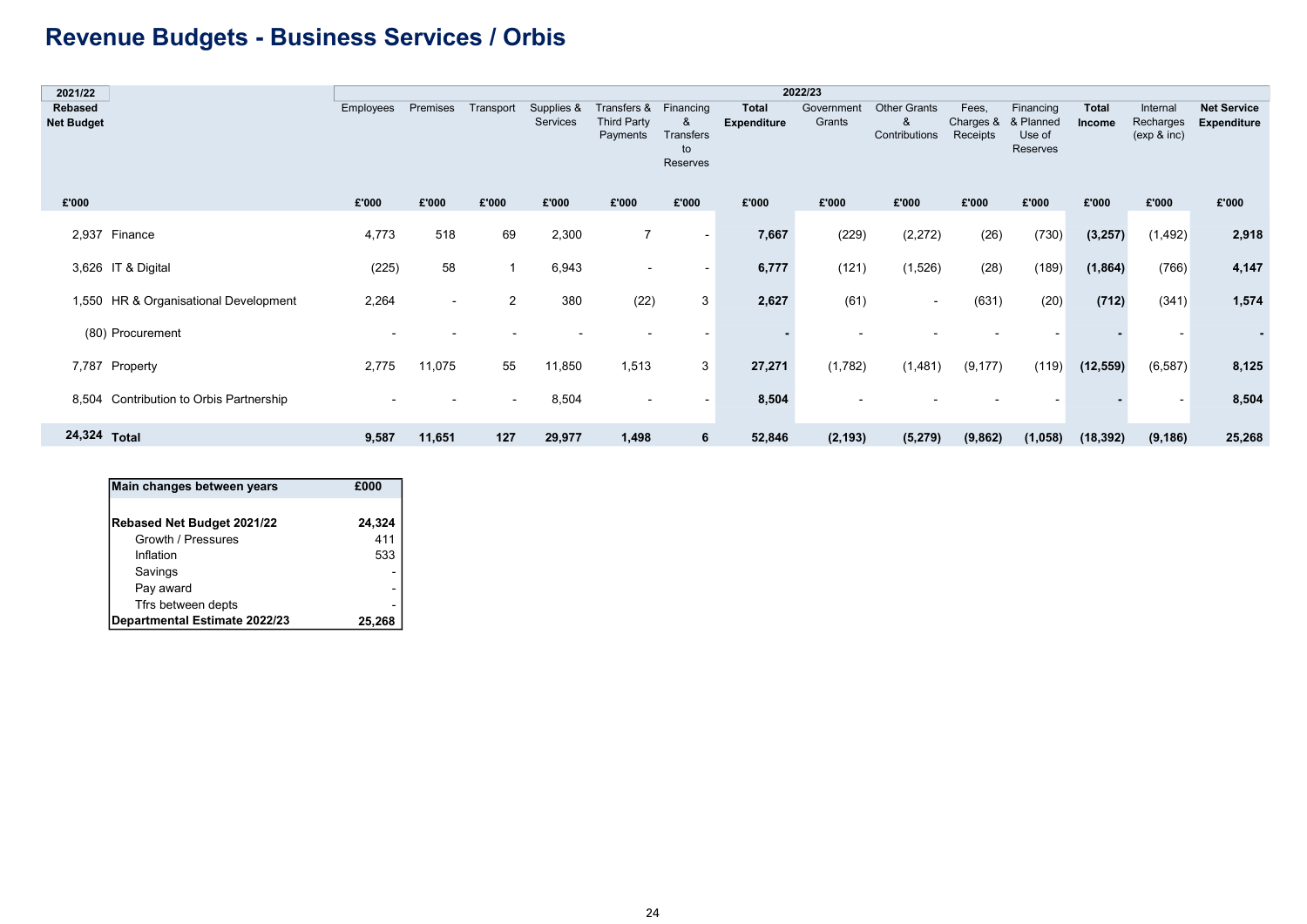# Revenue Budgets - Business Services / Orbis

| 2021/22 Rebased Net Budget | | 2022/23 Employees | Premises | Transport | Supplies & Services | Transfers & Third Party Payments | Financing & Transfers to Reserves | Total Expenditure | Government Grants | Other Grants & Contributions | Fees, Charges & Receipts | Financing & Planned Use of Reserves | Total Income | Internal Recharges (exp & inc) | Net Service Expenditure |
|---|---|---|---|---|---|---|---|---|---|---|---|---|---|---|---|
| £'000 | | £'000 | £'000 | £'000 | £'000 | £'000 | £'000 | £'000 | £'000 | £'000 | £'000 | £'000 | £'000 | £'000 | £'000 |
| 2,937 | Finance | 4,773 | 518 | 69 | 2,300 | 7 | - | **7,667** | (229) | (2,272) | (26) | (730) | **(3,257)** | (1,492) | **2,918** |
| 3,626 | IT & Digital | (225) | 58 | 1 | 6,943 | - | - | **6,777** | (121) | (1,526) | (28) | (189) | **(1,864)** | (766) | **4,147** |
| 1,550 | HR & Organisational Development | 2,264 | - | 2 | 380 | (22) | 3 | **2,627** | (61) | - | (631) | (20) | **(712)** | (341) | **1,574** |
| (80) | Procurement | - | - | - | - | - | - | **-** | - | - | - | - | **-** | - | **-** |
| 7,787 | Property | 2,775 | 11,075 | 55 | 11,850 | 1,513 | 3 | **27,271** | (1,782) | (1,481) | (9,177) | (119) | **(12,559)** | (6,587) | **8,125** |
| 8,504 | Contribution to Orbis Partnership | - | - | - | 8,504 | - | - | **8,504** | - | - | - | - | **-** | - | **8,504** |
| **24,324** | **Total** | **9,587** | **11,651** | **127** | **29,977** | **1,498** | **6** | **52,846** | **(2,193)** | **(5,279)** | **(9,862)** | **(1,058)** | **(18,392)** | **(9,186)** | **25,268** |

| Main changes between years | £000 |
|---|---|
| **Rebased Net Budget 2021/22** | **24,324** |
| Growth / Pressures | 411 |
| Inflation | 533 |
| Savings | - |
| Pay award | - |
| Tfrs between depts | - |
| **Departmental Estimate 2022/23** | **25,268** |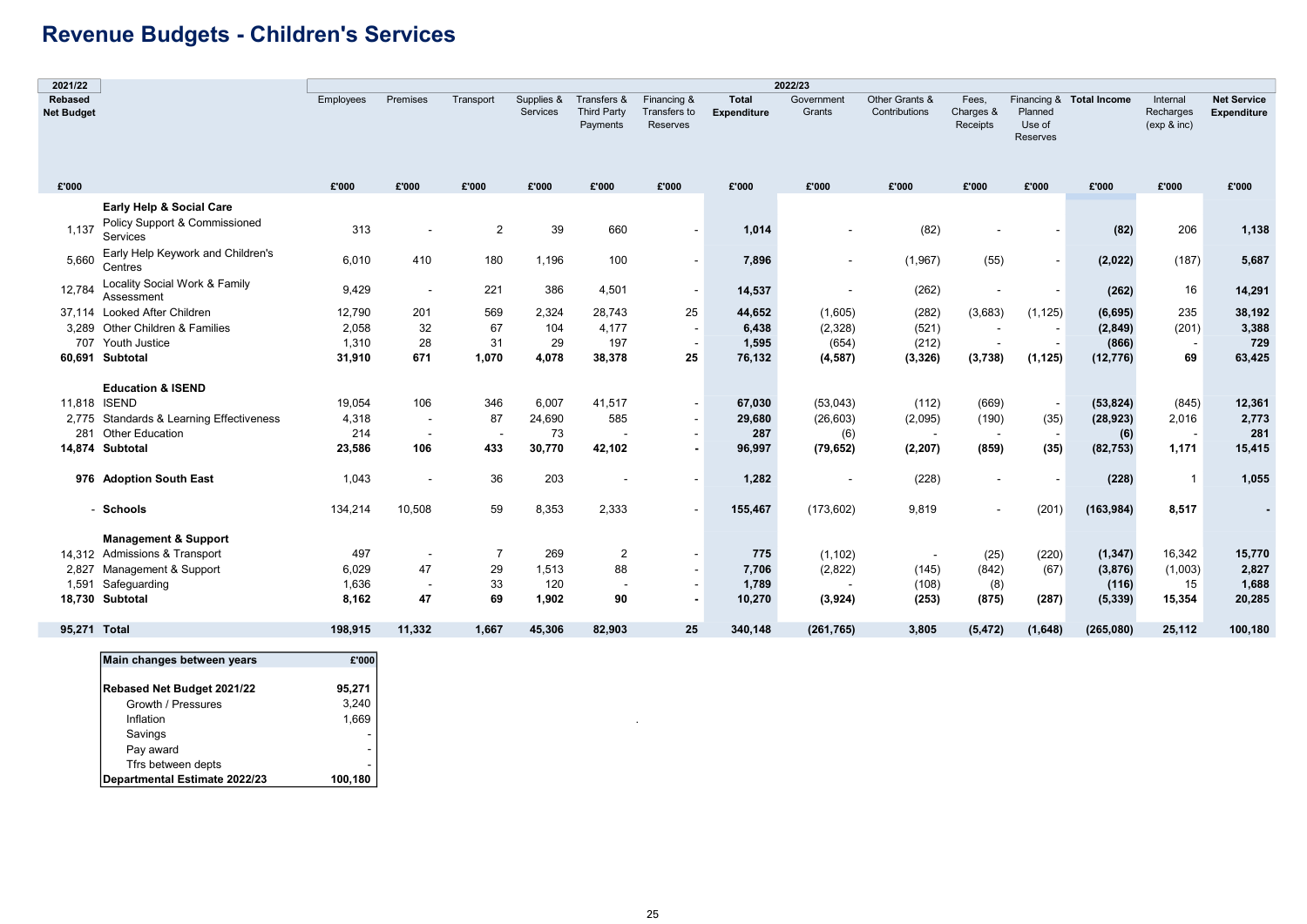# Revenue Budgets - Children's Services

| 2021/22 Rebased Net Budget £'000 | | 2022/23 Employees £'000 | Premises £'000 | Transport £'000 | Supplies & Services £'000 | Transfers & Third Party Payments £'000 | Financing & Transfers to Reserves £'000 | Total Expenditure £'000 | Government Grants £'000 | Other Grants & Contributions £'000 | Fees, Charges & Receipts £'000 | Financing & Planned Use of Reserves £'000 | Total Income £'000 | Internal Recharges (exp & inc) £'000 | Net Service Expenditure £'000 |
|---|---|---|---|---|---|---|---|---|---|---|---|---|---|---|---|
| | **Early Help & Social Care** | | | | | | | | | | | | | | |
| 1,137 | Policy Support & Commissioned Services | 313 | - | 2 | 39 | 660 | - | **1,014** | - | (82) | - | - | **(82)** | 206 | **1,138** |
| 5,660 | Early Help Keywork and Children's Centres | 6,010 | 410 | 180 | 1,196 | 100 | - | **7,896** | - | (1,967) | (55) | - | **(2,022)** | (187) | **5,687** |
| 12,784 | Locality Social Work & Family Assessment | 9,429 | - | 221 | 386 | 4,501 | - | **14,537** | - | (262) | - | - | **(262)** | 16 | **14,291** |
| 37,114 | Looked After Children | 12,790 | 201 | 569 | 2,324 | 28,743 | 25 | **44,652** | (1,605) | (282) | (3,683) | (1,125) | **(6,695)** | 235 | **38,192** |
| 3,289 | Other Children & Families | 2,058 | 32 | 67 | 104 | 4,177 | - | **6,438** | (2,328) | (521) | - | - | **(2,849)** | (201) | **3,388** |
| 707 | Youth Justice | 1,310 | 28 | 31 | 29 | 197 | - | **1,595** | (654) | (212) | - | - | **(866)** | - | **729** |
| **60,691** | **Subtotal** | **31,910** | **671** | **1,070** | **4,078** | **38,378** | **25** | **76,132** | **(4,587)** | **(3,326)** | **(3,738)** | **(1,125)** | **(12,776)** | **69** | **63,425** |
| | **Education & ISEND** | | | | | | | | | | | | | | |
| 11,818 | ISEND | 19,054 | 106 | 346 | 6,007 | 41,517 | - | **67,030** | (53,043) | (112) | (669) | - | **(53,824)** | (845) | **12,361** |
| 2,775 | Standards & Learning Effectiveness | 4,318 | - | 87 | 24,690 | 585 | - | **29,680** | (26,603) | (2,095) | (190) | (35) | **(28,923)** | 2,016 | **2,773** |
| 281 | Other Education | 214 | - | - | 73 | - | - | **287** | (6) | - | - | - | **(6)** | - | **281** |
| **14,874** | **Subtotal** | **23,586** | **106** | **433** | **30,770** | **42,102** | **-** | **96,997** | **(79,652)** | **(2,207)** | **(859)** | **(35)** | **(82,753)** | **1,171** | **15,415** |
| **976** | **Adoption South East** | 1,043 | - | 36 | 203 | - | - | **1,282** | - | (228) | - | - | **(228)** | 1 | **1,055** |
| - | **Schools** | 134,214 | 10,508 | 59 | 8,353 | 2,333 | - | **155,467** | (173,602) | 9,819 | - | (201) | **(163,984)** | **8,517** | **-** |
| | **Management & Support** | | | | | | | | | | | | | | |
| 14,312 | Admissions & Transport | 497 | - | 7 | 269 | 2 | - | **775** | (1,102) | - | (25) | (220) | **(1,347)** | 16,342 | **15,770** |
| 2,827 | Management & Support | 6,029 | 47 | 29 | 1,513 | 88 | - | **7,706** | (2,822) | (145) | (842) | (67) | **(3,876)** | (1,003) | **2,827** |
| 1,591 | Safeguarding | 1,636 | - | 33 | 120 | - | - | **1,789** | - | (108) | (8) | - | **(116)** | 15 | **1,688** |
| **18,730** | **Subtotal** | **8,162** | **47** | **69** | **1,902** | **90** | **-** | **10,270** | **(3,924)** | **(253)** | **(875)** | **(287)** | **(5,339)** | **15,354** | **20,285** |
| **95,271** | **Total** | **198,915** | **11,332** | **1,667** | **45,306** | **82,903** | **25** | **340,148** | **(261,765)** | **3,805** | **(5,472)** | **(1,648)** | **(265,080)** | **25,112** | **100,180** |

| Main changes between years | £'000 |
|---|---|
| **Rebased Net Budget 2021/22** | **95,271** |
| Growth / Pressures | 3,240 |
| Inflation | 1,669 |
| Savings | - |
| Pay award | - |
| Tfrs between depts | - |
| **Departmental Estimate 2022/23** | **100,180** |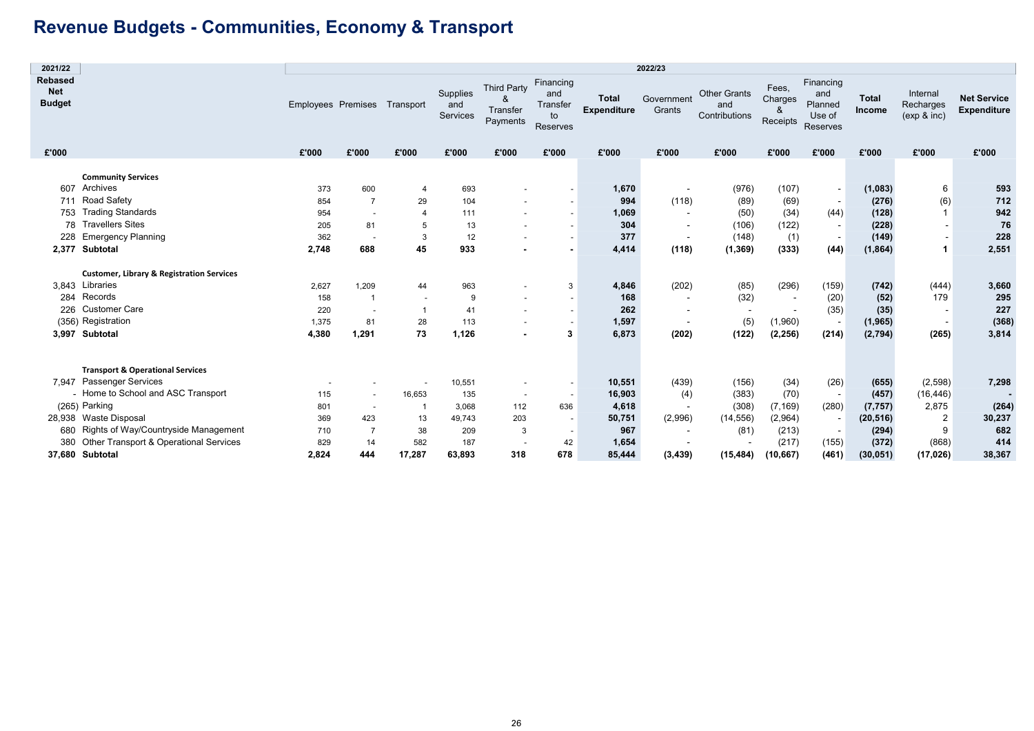# Revenue Budgets - Communities, Economy & Transport

| 2021/22 Rebased Net Budget | | 2022/23 Employees | Premises | Transport | Supplies and Services | Third Party & Transfer Payments | Financing and Transfer to Reserves | Total Expenditure | Government Grants | Other Grants and Contributions | Fees, Charges & Receipts | Financing and Planned Use of Reserves | Total Income | Internal Recharges (exp & inc) | Net Service Expenditure |
|---|---|---|---|---|---|---|---|---|---|---|---|---|---|---|---|
| £'000 | | £'000 | £'000 | £'000 | £'000 | £'000 | £'000 | £'000 | £'000 | £'000 | £'000 | £'000 | £'000 | £'000 | £'000 |
| | **Community Services** | | | | | | | | | | | | | | |
| 607 | Archives | 373 | 600 | 4 | 693 | - | - | **1,670** | - | (976) | (107) | - | **(1,083)** | 6 | **593** |
| 711 | Road Safety | 854 | 7 | 29 | 104 | - | - | **994** | (118) | (89) | (69) | - | **(276)** | (6) | **712** |
| 753 | Trading Standards | 954 | - | 4 | 111 | - | - | **1,069** | - | (50) | (34) | (44) | **(128)** | 1 | **942** |
| 78 | Travellers Sites | 205 | 81 | 5 | 13 | - | - | **304** | - | (106) | (122) | - | **(228)** | - | **76** |
| 228 | Emergency Planning | 362 | - | 3 | 12 | - | - | **377** | - | (148) | (1) | - | **(149)** | - | **228** |
| **2,377** | **Subtotal** | **2,748** | **688** | **45** | **933** | **-** | **-** | **4,414** | **(118)** | **(1,369)** | **(333)** | **(44)** | **(1,864)** | **1** | **2,551** |
| | **Customer, Library & Registration Services** | | | | | | | | | | | | | | |
| 3,843 | Libraries | 2,627 | 1,209 | 44 | 963 | - | 3 | **4,846** | (202) | (85) | (296) | (159) | **(742)** | (444) | **3,660** |
| 284 | Records | 158 | 1 | - | 9 | - | - | **168** | - | (32) | - | (20) | **(52)** | 179 | **295** |
| 226 | Customer Care | 220 | - | 1 | 41 | - | - | **262** | - | - | - | (35) | **(35)** | - | **227** |
| (356) | Registration | 1,375 | 81 | 28 | 113 | - | - | **1,597** | - | (5) | (1,960) | - | **(1,965)** | - | **(368)** |
| **3,997** | **Subtotal** | **4,380** | **1,291** | **73** | **1,126** | **-** | **3** | **6,873** | **(202)** | **(122)** | **(2,256)** | **(214)** | **(2,794)** | **(265)** | **3,814** |
| | **Transport & Operational Services** | | | | | | | | | | | | | | |
| 7,947 | Passenger Services | - | - | - | 10,551 | - | - | **10,551** | (439) | (156) | (34) | (26) | **(655)** | (2,598) | **7,298** |
| - | Home to School and ASC Transport | 115 | - | 16,653 | 135 | - | - | **16,903** | (4) | (383) | (70) | - | **(457)** | (16,446) | **-** |
| (265) | Parking | 801 | - | 1 | 3,068 | 112 | 636 | **4,618** | - | (308) | (7,169) | (280) | **(7,757)** | 2,875 | **(264)** |
| 28,938 | Waste Disposal | 369 | 423 | 13 | 49,743 | 203 | - | **50,751** | (2,996) | (14,556) | (2,964) | - | **(20,516)** | 2 | **30,237** |
| 680 | Rights of Way/Countryside Management | 710 | 7 | 38 | 209 | 3 | - | **967** | - | (81) | (213) | - | **(294)** | 9 | **682** |
| 380 | Other Transport & Operational Services | 829 | 14 | 582 | 187 | - | 42 | **1,654** | - | - | (217) | (155) | **(372)** | (868) | **414** |
| **37,680** | **Subtotal** | **2,824** | **444** | **17,287** | **63,893** | **318** | **678** | **85,444** | **(3,439)** | **(15,484)** | **(10,667)** | **(461)** | **(30,051)** | **(17,026)** | **38,367** |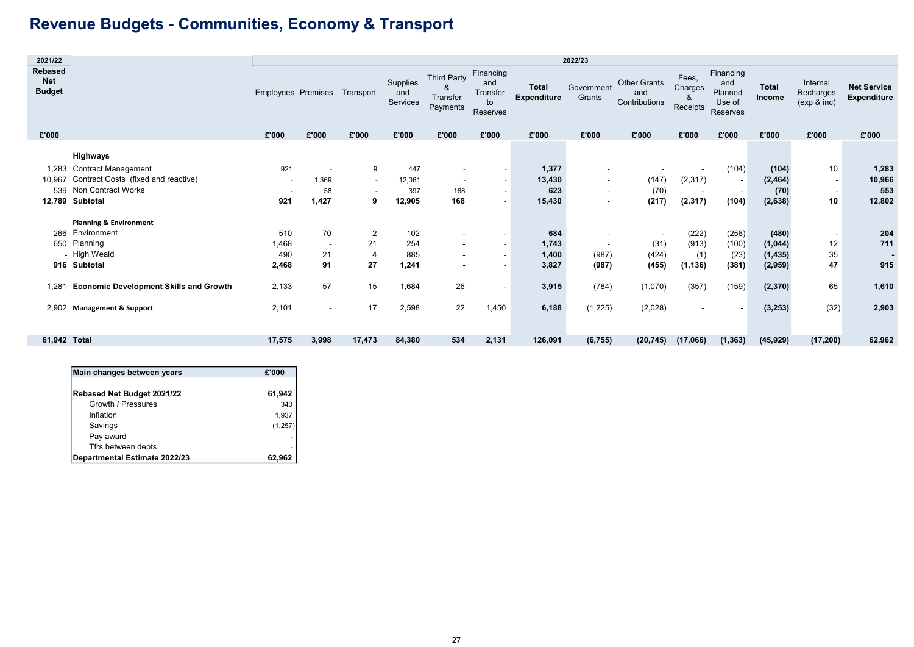# Revenue Budgets - Communities, Economy & Transport

| 2021/22 Rebased Net Budget | | 2022/23 Employees | Premises | Transport | Supplies and Services | Third Party & Transfer Payments | Financing and Transfer to Reserves | Total Expenditure | Government Grants | Other Grants and Contributions | Fees, Charges & Receipts | Financing and Planned Use of Reserves | Total Income | Internal Recharges (exp & inc) | Net Service Expenditure |
|---|---|---|---|---|---|---|---|---|---|---|---|---|---|---|---|
| £'000 | | £'000 | £'000 | £'000 | £'000 | £'000 | £'000 | £'000 | £'000 | £'000 | £'000 | £'000 | £'000 | £'000 | £'000 |
| | **Highways** | | | | | | | | | | | | | | |
| 1,283 | Contract Management | 921 | - | 9 | 447 | - | - | **1,377** | - | - | - | (104) | **(104)** | 10 | **1,283** |
| 10,967 | Contract Costs (fixed and reactive) | - | 1,369 | - | 12,061 | - | - | **13,430** | - | (147) | (2,317) | - | **(2,464)** | - | **10,966** |
| 539 | Non Contract Works | - | 58 | - | 397 | 168 | - | **623** | - | (70) | - | - | **(70)** | - | **553** |
| **12,789** | **Subtotal** | **921** | **1,427** | **9** | **12,905** | **168** | **-** | **15,430** | **-** | **(217)** | **(2,317)** | **(104)** | **(2,638)** | **10** | **12,802** |
| | **Planning & Environment** | | | | | | | | | | | | | | |
| 266 | Environment | 510 | 70 | 2 | 102 | - | - | **684** | - | - | (222) | (258) | **(480)** | - | **204** |
| 650 | Planning | 1,468 | - | 21 | 254 | - | - | **1,743** | - | (31) | (913) | (100) | **(1,044)** | 12 | **711** |
| - | High Weald | 490 | 21 | 4 | 885 | - | - | **1,400** | (987) | (424) | (1) | (23) | **(1,435)** | 35 | **-** |
| **916** | **Subtotal** | **2,468** | **91** | **27** | **1,241** | **-** | **-** | **3,827** | **(987)** | **(455)** | **(1,136)** | **(381)** | **(2,959)** | **47** | **915** |
| 1,281 | **Economic Development Skills and Growth** | 2,133 | 57 | 15 | 1,684 | 26 | - | **3,915** | (784) | (1,070) | (357) | (159) | **(2,370)** | 65 | **1,610** |
| 2,902 | **Management & Support** | 2,101 | - | 17 | 2,598 | 22 | 1,450 | **6,188** | (1,225) | (2,028) | - | - | **(3,253)** | (32) | **2,903** |
| **61,942** | **Total** | **17,575** | **3,998** | **17,473** | **84,380** | **534** | **2,131** | **126,091** | **(6,755)** | **(20,745)** | **(17,066)** | **(1,363)** | **(45,929)** | **(17,200)** | **62,962** |

| Main changes between years | £'000 |
|---|---|
| **Rebased Net Budget 2021/22** | **61,942** |
| Growth / Pressures | 340 |
| Inflation | 1,937 |
| Savings | (1,257) |
| Pay award | - |
| Tfrs between depts | - |
| **Departmental Estimate 2022/23** | **62,962** |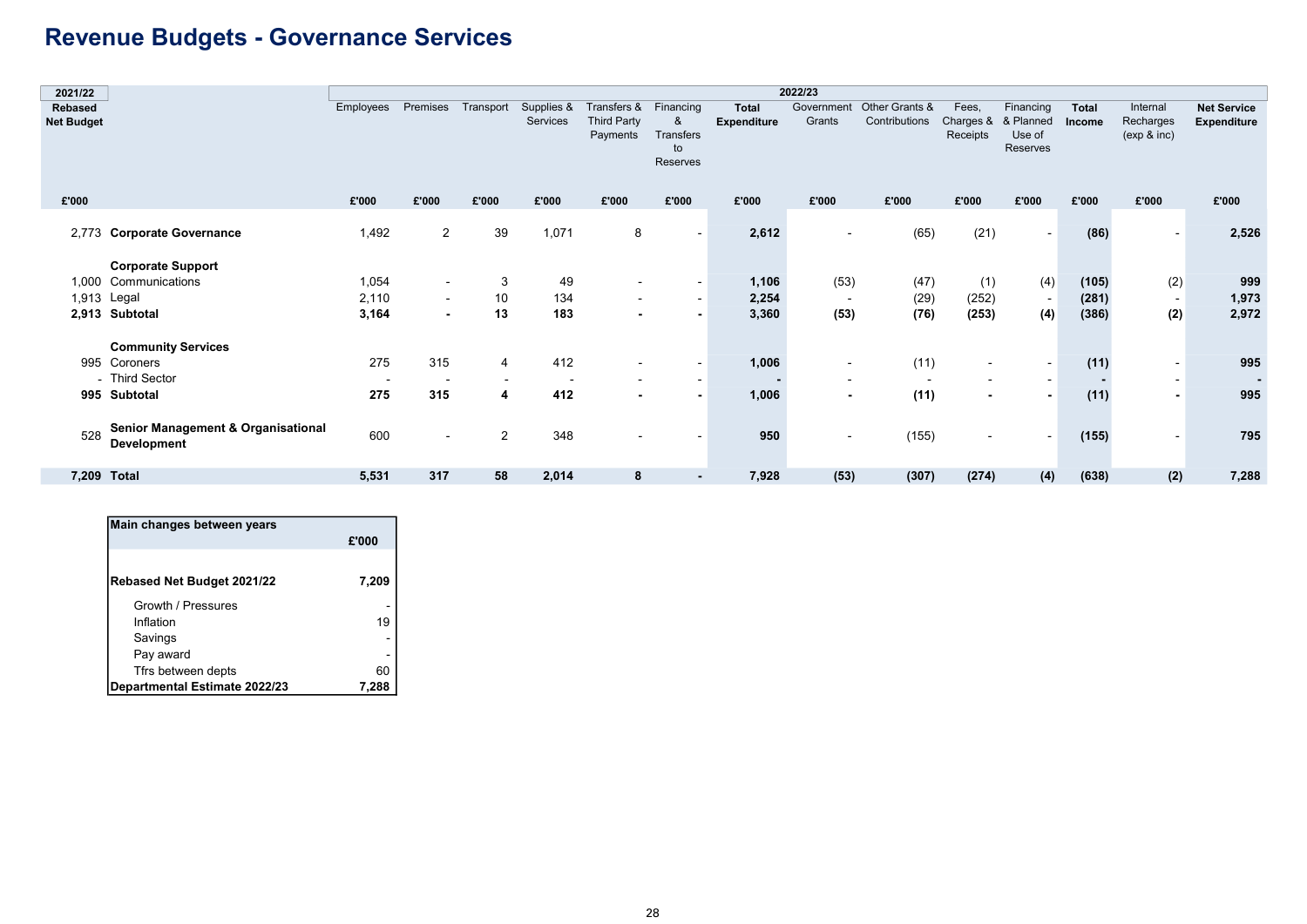# Revenue Budgets - Governance Services

| 2021/22 Rebased Net Budget | | 2022/23 Employees | Premises | Transport | Supplies & Services | Transfers & Third Party Payments | Financing & Transfers to Reserves | Total Expenditure | Government Grants | Other Grants & Contributions | Fees, Charges & Receipts | Financing & Planned Use of Reserves | Total Income | Internal Recharges (exp & inc) | Net Service Expenditure |
|---|---|---|---|---|---|---|---|---|---|---|---|---|---|---|---|
| £'000 | | £'000 | £'000 | £'000 | £'000 | £'000 | £'000 | £'000 | £'000 | £'000 | £'000 | £'000 | £'000 | £'000 | £'000 |
| 2,773 | **Corporate Governance** | 1,492 | 2 | 39 | 1,071 | 8 | - | **2,612** | - | (65) | (21) | - | **(86)** | - | **2,526** |
| | **Corporate Support** | | | | | | | | | | | | | | |
| 1,000 | Communications | 1,054 | - | 3 | 49 | - | - | **1,106** | (53) | (47) | (1) | (4) | **(105)** | (2) | **999** |
| 1,913 | Legal | 2,110 | - | 10 | 134 | - | - | **2,254** | - | (29) | (252) | - | **(281)** | - | **1,973** |
| **2,913** | **Subtotal** | **3,164** | **-** | **13** | **183** | **-** | **-** | **3,360** | **(53)** | **(76)** | **(253)** | **(4)** | **(386)** | **(2)** | **2,972** |
| | **Community Services** | | | | | | | | | | | | | | |
| 995 | Coroners | 275 | 315 | 4 | 412 | - | - | **1,006** | - | (11) | - | - | **(11)** | - | **995** |
| - | Third Sector | - | - | - | - | - | - | **-** | - | - | - | - | **-** | - | **-** |
| **995** | **Subtotal** | **275** | **315** | **4** | **412** | **-** | **-** | **1,006** | **-** | **(11)** | **-** | **-** | **(11)** | **-** | **995** |
| 528 | **Senior Management & Organisational Development** | 600 | - | 2 | 348 | - | - | **950** | - | (155) | - | - | **(155)** | - | **795** |
| **7,209** | **Total** | **5,531** | **317** | **58** | **2,014** | **8** | **-** | **7,928** | **(53)** | **(307)** | **(274)** | **(4)** | **(638)** | **(2)** | **7,288** |

| Main changes between years | £'000 |
|---|---|
| **Rebased Net Budget 2021/22** | **7,209** |
| Growth / Pressures | - |
| Inflation | 19 |
| Savings | - |
| Pay award | - |
| Tfrs between depts | 60 |
| **Departmental Estimate 2022/23** | **7,288** |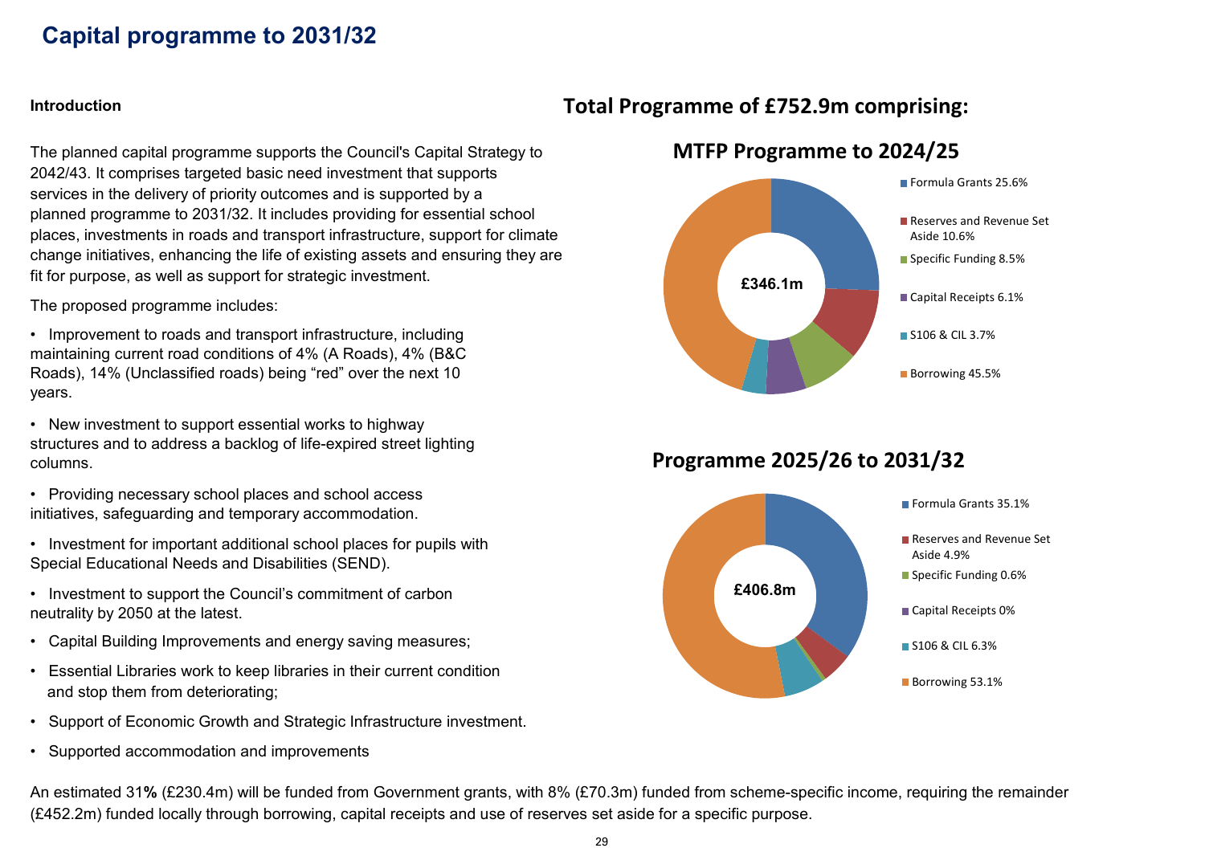# Capital programme to 2031/32

### Introduction

The planned capital programme supports the Council's Capital Strategy to 2042/43. It comprises targeted basic need investment that supports services in the delivery of priority outcomes and is supported by a planned programme to 2031/32. It includes providing for essential school places, investments in roads and transport infrastructure, support for climate change initiatives, enhancing the life of existing assets and ensuring they are fit for purpose, as well as support for strategic investment.

The proposed programme includes:

- Improvement to roads and transport infrastructure, including maintaining current road conditions of 4% (A Roads), 4% (B&C Roads), 14% (Unclassified roads) being "red" over the next 10 years.
- New investment to support essential works to highway structures and to address a backlog of life-expired street lighting columns.
- Providing necessary school places and school access initiatives, safeguarding and temporary accommodation.
- Investment for important additional school places for pupils with Special Educational Needs and Disabilities (SEND).
- Investment to support the Council's commitment of carbon neutrality by 2050 at the latest.
- Capital Building Improvements and energy saving measures;
- Essential Libraries work to keep libraries in their current condition and stop them from deteriorating;
- Support of Economic Growth and Strategic Infrastructure investment.
- Supported accommodation and improvements

## Total Programme of £752.9m comprising:

### MTFP Programme to 2024/25

£346.1m

- Formula Grants 25.6%
- Reserves and Revenue Set Aside 10.6%
- Specific Funding 8.5%
- Capital Receipts 6.1%
- S106 & CIL 3.7%
- Borrowing 45.5%

### Programme 2025/26 to 2031/32

£406.8m

- Formula Grants 35.1%
- Reserves and Revenue Set Aside 4.9%
- Specific Funding 0.6%
- Capital Receipts 0%
- S106 & CIL 6.3%
- Borrowing 53.1%

An estimated 31**%** (£230.4m) will be funded from Government grants, with 8% (£70.3m) funded from scheme-specific income, requiring the remainder (£452.2m) funded locally through borrowing, capital receipts and use of reserves set aside for a specific purpose.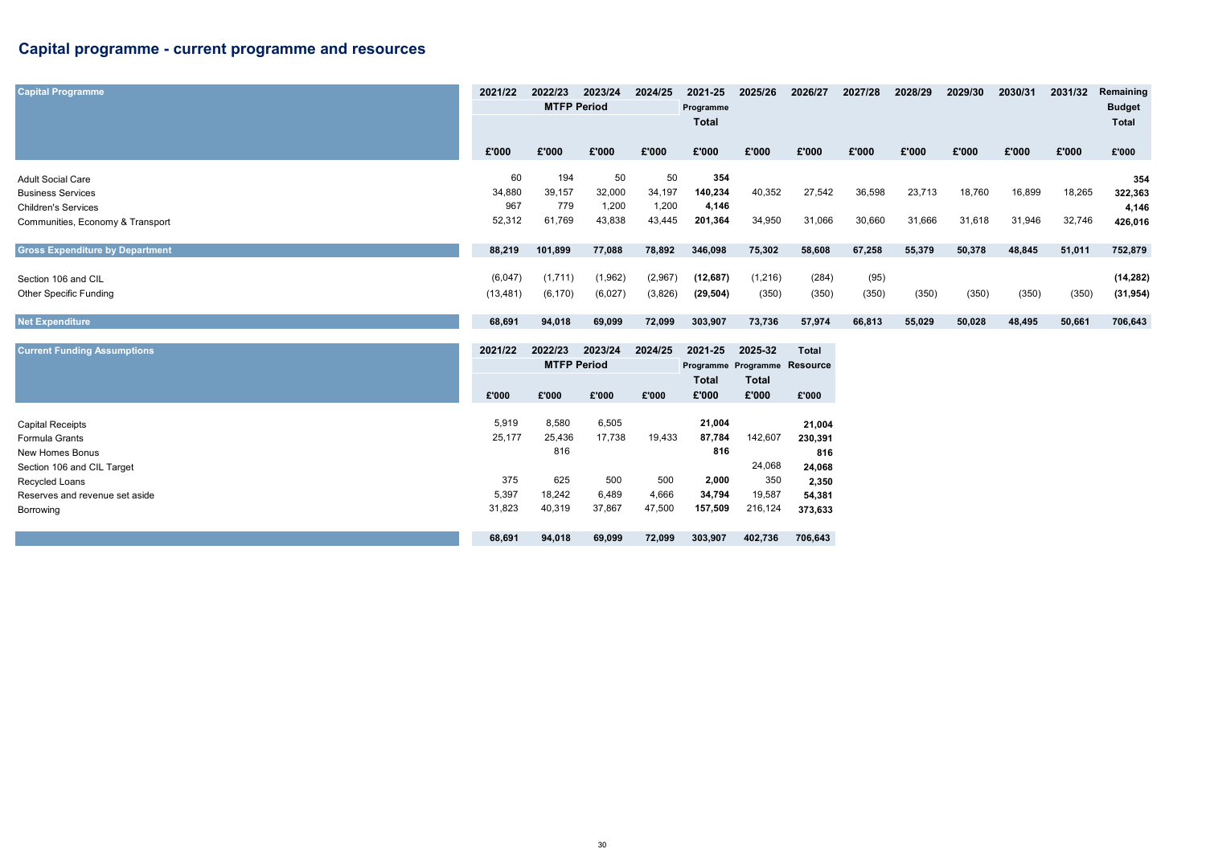## Capital programme - current programme and resources

| Capital Programme | 2021/22 | 2022/23 | 2023/24 | 2024/25 | 2021-25 | 2025/26 | 2026/27 | 2027/28 | 2028/29 | 2029/30 | 2030/31 | 2031/32 | Remaining |
|---|---|---|---|---|---|---|---|---|---|---|---|---|---|
| | | MTFP Period | | | Programme Total | | | | | | | | Budget Total |
| | £'000 | £'000 | £'000 | £'000 | £'000 | £'000 | £'000 | £'000 | £'000 | £'000 | £'000 | £'000 | £'000 |
| Adult Social Care | 60 | 194 | 50 | 50 | **354** | | | | | | | | **354** |
| Business Services | 34,880 | 39,157 | 32,000 | 34,197 | **140,234** | 40,352 | 27,542 | 36,598 | 23,713 | 18,760 | 16,899 | 18,265 | **322,363** |
| Children's Services | 967 | 779 | 1,200 | 1,200 | **4,146** | | | | | | | | **4,146** |
| Communities, Economy & Transport | 52,312 | 61,769 | 43,838 | 43,445 | **201,364** | 34,950 | 31,066 | 30,660 | 31,666 | 31,618 | 31,946 | 32,746 | **426,016** |
| **Gross Expenditure by Department** | **88,219** | **101,899** | **77,088** | **78,892** | **346,098** | **75,302** | **58,608** | **67,258** | **55,379** | **50,378** | **48,845** | **51,011** | **752,879** |
| Section 106 and CIL | (6,047) | (1,711) | (1,962) | (2,967) | **(12,687)** | (1,216) | (284) | (95) | | | | | **(14,282)** |
| Other Specific Funding | (13,481) | (6,170) | (6,027) | (3,826) | **(29,504)** | (350) | (350) | (350) | (350) | (350) | (350) | (350) | **(31,954)** |
| **Net Expenditure** | **68,691** | **94,018** | **69,099** | **72,099** | **303,907** | **73,736** | **57,974** | **66,813** | **55,029** | **50,028** | **48,495** | **50,661** | **706,643** |

| Current Funding Assumptions | 2021/22 | 2022/23 | 2023/24 | 2024/25 | 2021-25 | 2025-32 | Total |
|---|---|---|---|---|---|---|---|
| | | MTFP Period | | | Programme Total | Programme Total | Resource |
| | £'000 | £'000 | £'000 | £'000 | £'000 | £'000 | £'000 |
| Capital Receipts | 5,919 | 8,580 | 6,505 | | **21,004** | | **21,004** |
| Formula Grants | 25,177 | 25,436 | 17,738 | 19,433 | **87,784** | 142,607 | **230,391** |
| New Homes Bonus | | 816 | | | **816** | | **816** |
| Section 106 and CIL Target | | | | | | 24,068 | **24,068** |
| Recycled Loans | 375 | 625 | 500 | 500 | **2,000** | 350 | **2,350** |
| Reserves and revenue set aside | 5,397 | 18,242 | 6,489 | 4,666 | **34,794** | 19,587 | **54,381** |
| Borrowing | 31,823 | 40,319 | 37,867 | 47,500 | **157,509** | 216,124 | **373,633** |
| | **68,691** | **94,018** | **69,099** | **72,099** | **303,907** | **402,736** | **706,643** |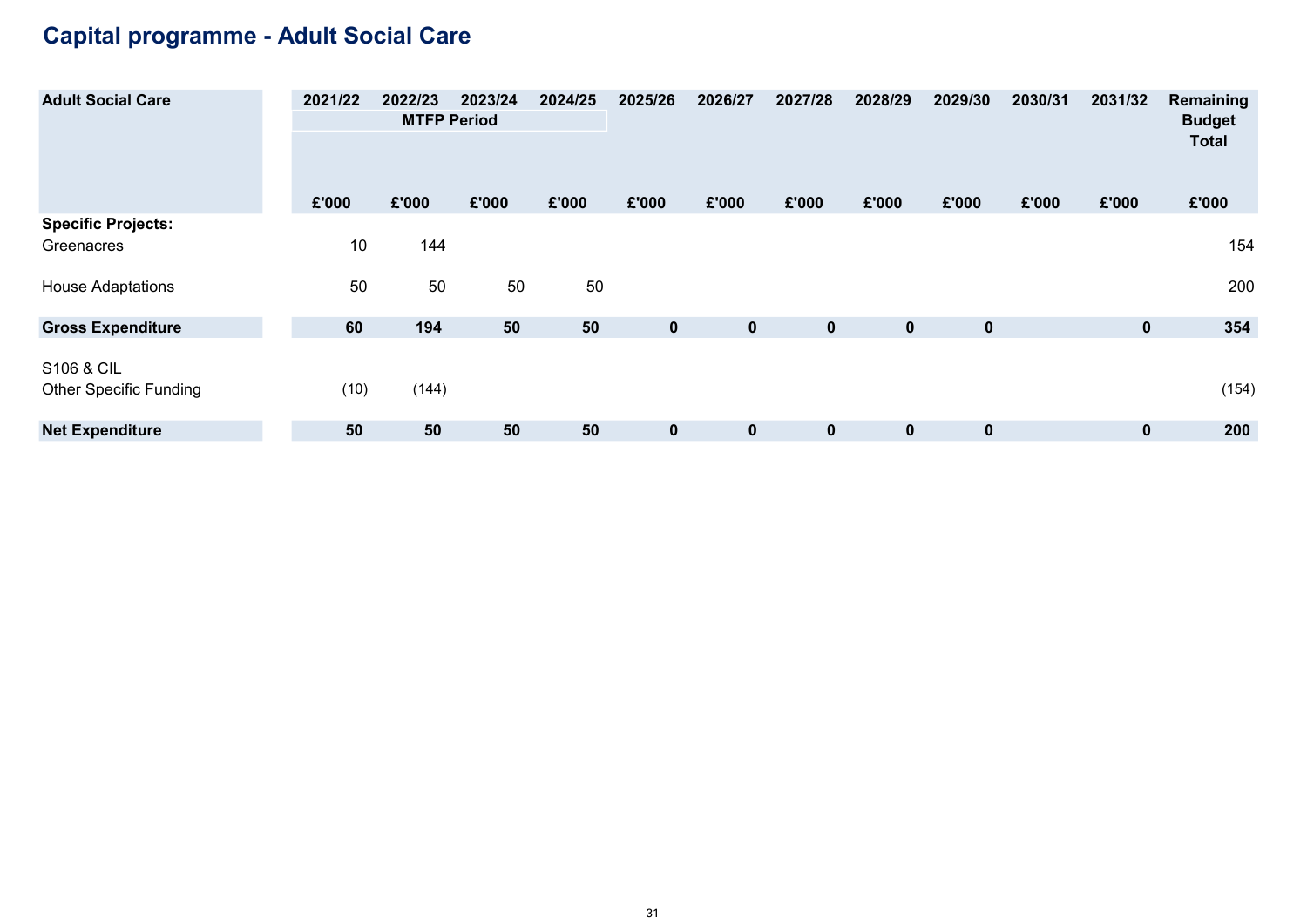# Capital programme - Adult Social Care

| Adult Social Care | 2021/22 | 2022/23 | 2023/24 | 2024/25 | 2025/26 | 2026/27 | 2027/28 | 2028/29 | 2029/30 | 2030/31 | 2031/32 | Remaining Budget Total |
|---|---|---|---|---|---|---|---|---|---|---|---|---|
| | MTFP Period | | | | | | | | | | | |
| | £'000 | £'000 | £'000 | £'000 | £'000 | £'000 | £'000 | £'000 | £'000 | £'000 | £'000 | £'000 |
| **Specific Projects:** | | | | | | | | | | | | |
| Greenacres | 10 | 144 | | | | | | | | | | 154 |
| House Adaptations | 50 | 50 | 50 | 50 | | | | | | | | 200 |
| **Gross Expenditure** | **60** | **194** | **50** | **50** | **0** | **0** | **0** | **0** | **0** | | **0** | **354** |
| S106 & CIL | | | | | | | | | | | | |
| Other Specific Funding | (10) | (144) | | | | | | | | | | (154) |
| **Net Expenditure** | **50** | **50** | **50** | **50** | **0** | **0** | **0** | **0** | **0** | | **0** | **200** |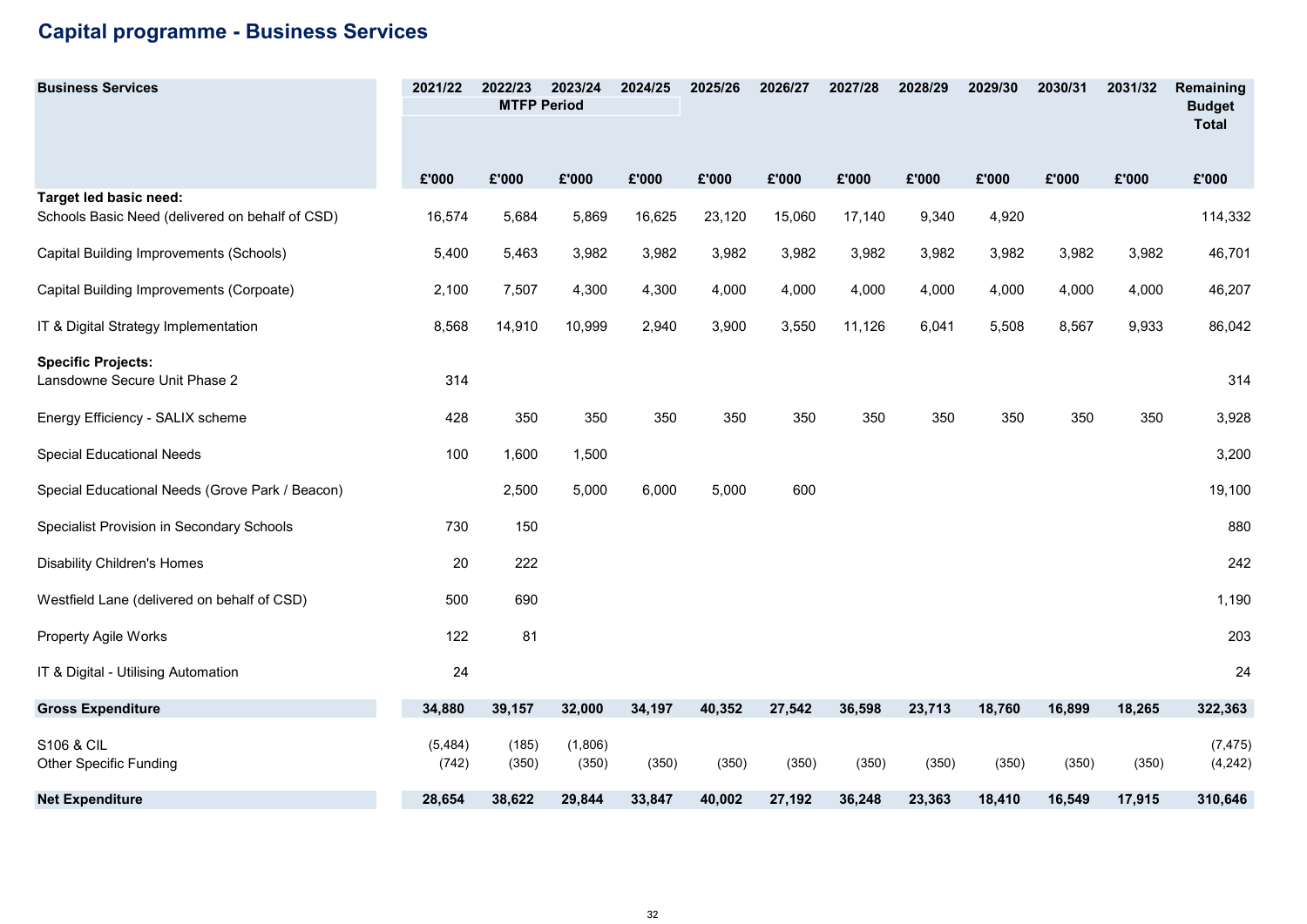## Capital programme - Business Services

| Business Services | 2021/22 | 2022/23 | 2023/24 | 2024/25 | 2025/26 | 2026/27 | 2027/28 | 2028/29 | 2029/30 | 2030/31 | 2031/32 | Remaining Budget Total |
|---|---|---|---|---|---|---|---|---|---|---|---|---|
| | MTFP Period | | | | | | | | | | | |
| | £'000 | £'000 | £'000 | £'000 | £'000 | £'000 | £'000 | £'000 | £'000 | £'000 | £'000 | £'000 |
| **Target led basic need:** | | | | | | | | | | | | |
| Schools Basic Need (delivered on behalf of CSD) | 16,574 | 5,684 | 5,869 | 16,625 | 23,120 | 15,060 | 17,140 | 9,340 | 4,920 | | | 114,332 |
| Capital Building Improvements (Schools) | 5,400 | 5,463 | 3,982 | 3,982 | 3,982 | 3,982 | 3,982 | 3,982 | 3,982 | 3,982 | 3,982 | 46,701 |
| Capital Building Improvements (Corpoate) | 2,100 | 7,507 | 4,300 | 4,300 | 4,000 | 4,000 | 4,000 | 4,000 | 4,000 | 4,000 | 4,000 | 46,207 |
| IT & Digital Strategy Implementation | 8,568 | 14,910 | 10,999 | 2,940 | 3,900 | 3,550 | 11,126 | 6,041 | 5,508 | 8,567 | 9,933 | 86,042 |
| **Specific Projects:** | | | | | | | | | | | | |
| Lansdowne Secure Unit Phase 2 | 314 | | | | | | | | | | | 314 |
| Energy Efficiency - SALIX scheme | 428 | 350 | 350 | 350 | 350 | 350 | 350 | 350 | 350 | 350 | 350 | 3,928 |
| Special Educational Needs | 100 | 1,600 | 1,500 | | | | | | | | | 3,200 |
| Special Educational Needs (Grove Park / Beacon) | | 2,500 | 5,000 | 6,000 | 5,000 | 600 | | | | | | 19,100 |
| Specialist Provision in Secondary Schools | 730 | 150 | | | | | | | | | | 880 |
| Disability Children's Homes | 20 | 222 | | | | | | | | | | 242 |
| Westfield Lane (delivered on behalf of CSD) | 500 | 690 | | | | | | | | | | 1,190 |
| Property Agile Works | 122 | 81 | | | | | | | | | | 203 |
| IT & Digital - Utilising Automation | 24 | | | | | | | | | | | 24 |
| **Gross Expenditure** | **34,880** | **39,157** | **32,000** | **34,197** | **40,352** | **27,542** | **36,598** | **23,713** | **18,760** | **16,899** | **18,265** | **322,363** |
| S106 & CIL | (5,484) | (185) | (1,806) | | | | | | | | | (7,475) |
| Other Specific Funding | (742) | (350) | (350) | (350) | (350) | (350) | (350) | (350) | (350) | (350) | (350) | (4,242) |
| **Net Expenditure** | **28,654** | **38,622** | **29,844** | **33,847** | **40,002** | **27,192** | **36,248** | **23,363** | **18,410** | **16,549** | **17,915** | **310,646** |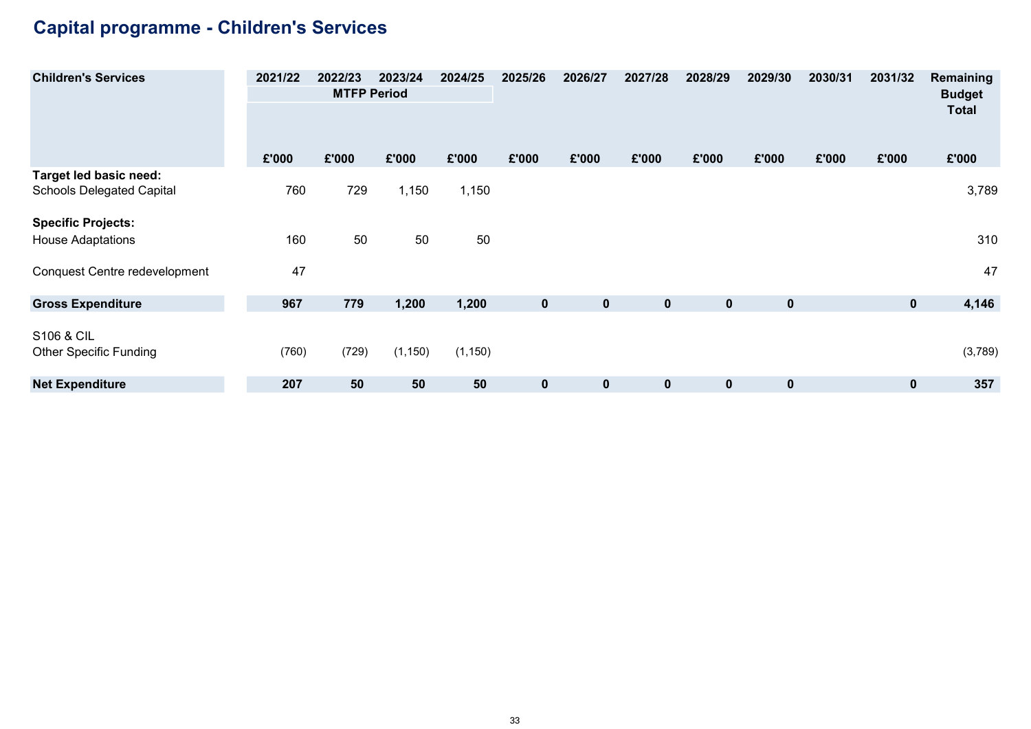# Capital programme - Children's Services

| Children's Services | 2021/22 | 2022/23 | 2023/24 | 2024/25 | 2025/26 | 2026/27 | 2027/28 | 2028/29 | 2029/30 | 2030/31 | 2031/32 | Remaining Budget Total |
|---|---|---|---|---|---|---|---|---|---|---|---|---|
| | MTFP Period | | | | | | | | | | | |
| | £'000 | £'000 | £'000 | £'000 | £'000 | £'000 | £'000 | £'000 | £'000 | £'000 | £'000 | £'000 |
| **Target led basic need:** | | | | | | | | | | | | |
| Schools Delegated Capital | 760 | 729 | 1,150 | 1,150 | | | | | | | | 3,789 |
| **Specific Projects:** | | | | | | | | | | | | |
| House Adaptations | 160 | 50 | 50 | 50 | | | | | | | | 310 |
| Conquest Centre redevelopment | 47 | | | | | | | | | | | 47 |
| **Gross Expenditure** | **967** | **779** | **1,200** | **1,200** | **0** | **0** | **0** | **0** | **0** | | **0** | **4,146** |
| S106 & CIL | | | | | | | | | | | | |
| Other Specific Funding | (760) | (729) | (1,150) | (1,150) | | | | | | | | (3,789) |
| **Net Expenditure** | **207** | **50** | **50** | **50** | **0** | **0** | **0** | **0** | **0** | | **0** | **357** |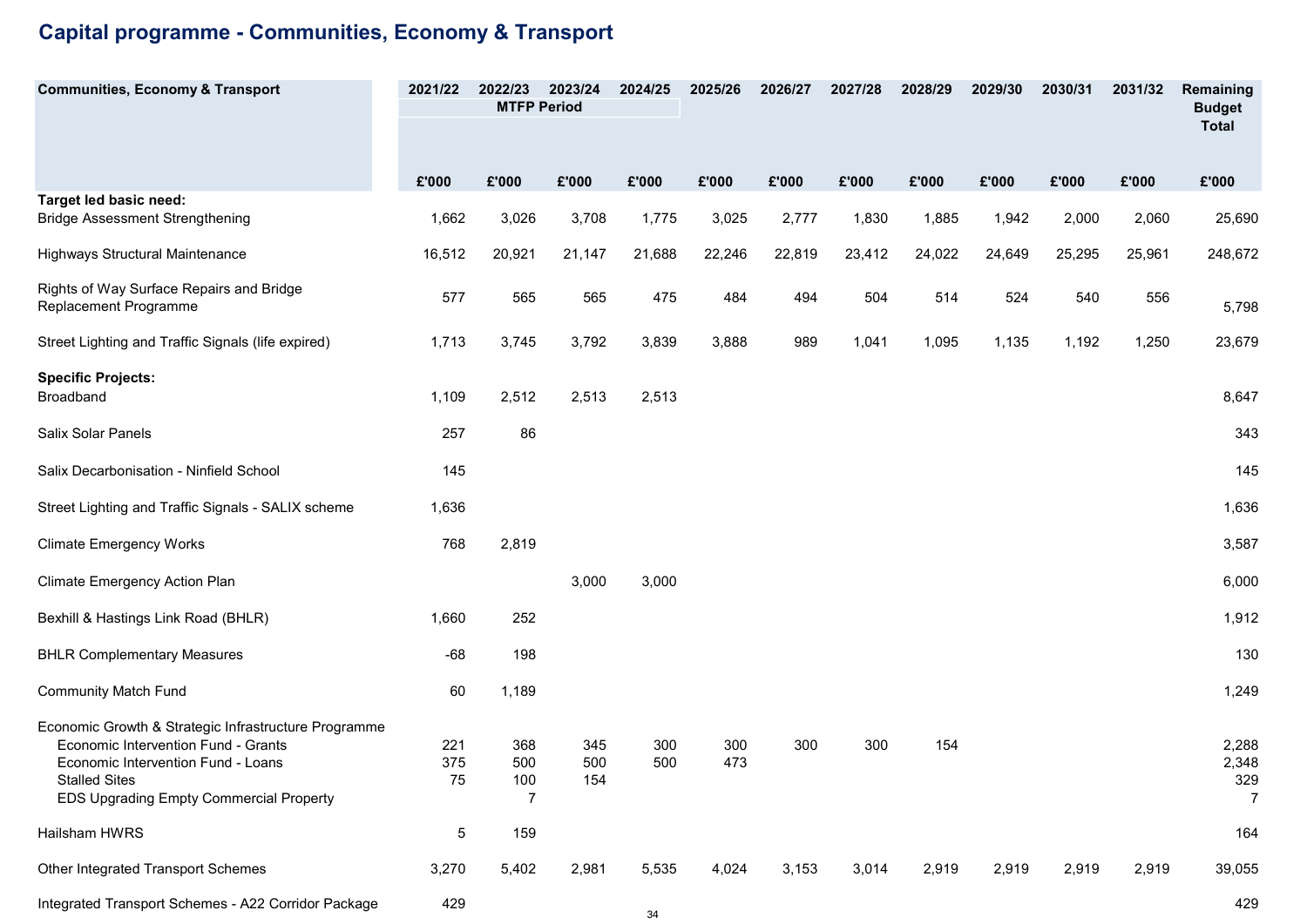# Capital programme - Communities, Economy & Transport

| Communities, Economy & Transport | 2021/22 | 2022/23 | 2023/24 | 2024/25 | 2025/26 | 2026/27 | 2027/28 | 2028/29 | 2029/30 | 2030/31 | 2031/32 | Remaining Budget Total |
|---|---|---|---|---|---|---|---|---|---|---|---|---|
| | MTFP Period | | | | | | | | | | | |
| | £'000 | £'000 | £'000 | £'000 | £'000 | £'000 | £'000 | £'000 | £'000 | £'000 | £'000 | £'000 |
| **Target led basic need:** | | | | | | | | | | | | |
| Bridge Assessment Strengthening | 1,662 | 3,026 | 3,708 | 1,775 | 3,025 | 2,777 | 1,830 | 1,885 | 1,942 | 2,000 | 2,060 | 25,690 |
| Highways Structural Maintenance | 16,512 | 20,921 | 21,147 | 21,688 | 22,246 | 22,819 | 23,412 | 24,022 | 24,649 | 25,295 | 25,961 | 248,672 |
| Rights of Way Surface Repairs and Bridge Replacement Programme | 577 | 565 | 565 | 475 | 484 | 494 | 504 | 514 | 524 | 540 | 556 | 5,798 |
| Street Lighting and Traffic Signals (life expired) | 1,713 | 3,745 | 3,792 | 3,839 | 3,888 | 989 | 1,041 | 1,095 | 1,135 | 1,192 | 1,250 | 23,679 |
| **Specific Projects:** | | | | | | | | | | | | |
| Broadband | 1,109 | 2,512 | 2,513 | 2,513 | | | | | | | | 8,647 |
| Salix Solar Panels | 257 | 86 | | | | | | | | | | 343 |
| Salix Decarbonisation - Ninfield School | 145 | | | | | | | | | | | 145 |
| Street Lighting and Traffic Signals - SALIX scheme | 1,636 | | | | | | | | | | | 1,636 |
| Climate Emergency Works | 768 | 2,819 | | | | | | | | | | 3,587 |
| Climate Emergency Action Plan | | | 3,000 | 3,000 | | | | | | | | 6,000 |
| Bexhill & Hastings Link Road (BHLR) | 1,660 | 252 | | | | | | | | | | 1,912 |
| BHLR Complementary Measures | -68 | 198 | | | | | | | | | | 130 |
| Community Match Fund | 60 | 1,189 | | | | | | | | | | 1,249 |
| Economic Growth & Strategic Infrastructure Programme | | | | | | | | | | | | |
| Economic Intervention Fund - Grants | 221 | 368 | 345 | 300 | 300 | 300 | 300 | 154 | | | | 2,288 |
| Economic Intervention Fund - Loans | 375 | 500 | 500 | 500 | 473 | | | | | | | 2,348 |
| Stalled Sites | 75 | 100 | 154 | | | | | | | | | 329 |
| EDS Upgrading Empty Commercial Property | | 7 | | | | | | | | | | 7 |
| Hailsham HWRS | 5 | 159 | | | | | | | | | | 164 |
| Other Integrated Transport Schemes | 3,270 | 5,402 | 2,981 | 5,535 | 4,024 | 3,153 | 3,014 | 2,919 | 2,919 | 2,919 | 2,919 | 39,055 |
| Integrated Transport Schemes - A22 Corridor Package | 429 | | | | | | | | | | | 429 |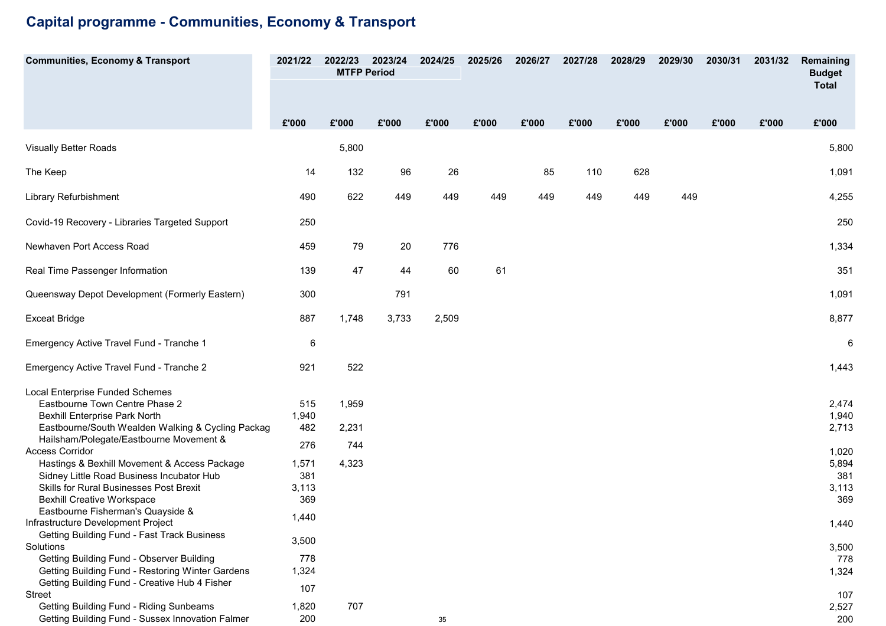# Capital programme - Communities, Economy & Transport

| Communities, Economy & Transport | 2021/22 | 2022/23 | 2023/24 | 2024/25 | 2025/26 | 2026/27 | 2027/28 | 2028/29 | 2029/30 | 2030/31 | 2031/32 | Remaining Budget Total |
|---|---|---|---|---|---|---|---|---|---|---|---|---|
| | MTFP Period | | | | | | | | | | | |
| | £'000 | £'000 | £'000 | £'000 | £'000 | £'000 | £'000 | £'000 | £'000 | £'000 | £'000 | £'000 |
| Visually Better Roads | | 5,800 | | | | | | | | | | 5,800 |
| The Keep | 14 | 132 | 96 | 26 | | 85 | 110 | 628 | | | | 1,091 |
| Library Refurbishment | 490 | 622 | 449 | 449 | 449 | 449 | 449 | 449 | 449 | | | 4,255 |
| Covid-19 Recovery - Libraries Targeted Support | 250 | | | | | | | | | | | 250 |
| Newhaven Port Access Road | 459 | 79 | 20 | 776 | | | | | | | | 1,334 |
| Real Time Passenger Information | 139 | 47 | 44 | 60 | 61 | | | | | | | 351 |
| Queensway Depot Development (Formerly Eastern) | 300 | | 791 | | | | | | | | | 1,091 |
| Exceat Bridge | 887 | 1,748 | 3,733 | 2,509 | | | | | | | | 8,877 |
| Emergency Active Travel Fund - Tranche 1 | 6 | | | | | | | | | | | 6 |
| Emergency Active Travel Fund - Tranche 2 | 921 | 522 | | | | | | | | | | 1,443 |
| Local Enterprise Funded Schemes | | | | | | | | | | | | |
| Eastbourne Town Centre Phase 2 | 515 | 1,959 | | | | | | | | | | 2,474 |
| Bexhill Enterprise Park North | 1,940 | | | | | | | | | | | 1,940 |
| Eastbourne/South Wealden Walking & Cycling Packag | 482 | 2,231 | | | | | | | | | | 2,713 |
| Hailsham/Polegate/Eastbourne Movement & Access Corridor | 276 | 744 | | | | | | | | | | 1,020 |
| Hastings & Bexhill Movement & Access Package | 1,571 | 4,323 | | | | | | | | | | 5,894 |
| Sidney Little Road Business Incubator Hub | 381 | | | | | | | | | | | 381 |
| Skills for Rural Businesses Post Brexit | 3,113 | | | | | | | | | | | 3,113 |
| Bexhill Creative Workspace | 369 | | | | | | | | | | | 369 |
| Eastbourne Fisherman's Quayside & Infrastructure Development Project | 1,440 | | | | | | | | | | | 1,440 |
| Getting Building Fund - Fast Track Business Solutions | 3,500 | | | | | | | | | | | 3,500 |
| Getting Building Fund - Observer Building | 778 | | | | | | | | | | | 778 |
| Getting Building Fund - Restoring Winter Gardens | 1,324 | | | | | | | | | | | 1,324 |
| Getting Building Fund - Creative Hub 4 Fisher Street | 107 | | | | | | | | | | | 107 |
| Getting Building Fund - Riding Sunbeams | 1,820 | 707 | | | | | | | | | | 2,527 |
| Getting Building Fund - Sussex Innovation Falmer | 200 | | | | | | | | | | | 200 |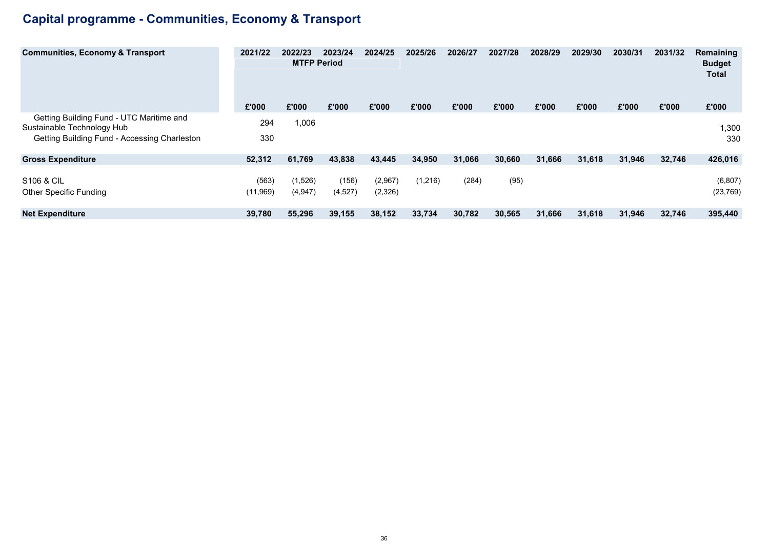# Capital programme - Communities, Economy & Transport

| Communities, Economy & Transport | 2021/22 | 2022/23 | 2023/24 | 2024/25 | 2025/26 | 2026/27 | 2027/28 | 2028/29 | 2029/30 | 2030/31 | 2031/32 | Remaining Budget Total |
|---|---|---|---|---|---|---|---|---|---|---|---|---|
| | MTFP Period | | | | | | | | | | | |
| | £'000 | £'000 | £'000 | £'000 | £'000 | £'000 | £'000 | £'000 | £'000 | £'000 | £'000 | £'000 |
| Getting Building Fund - UTC Maritime and Sustainable Technology Hub | 294 | 1,006 | | | | | | | | | | 1,300 |
| Getting Building Fund - Accessing Charleston | 330 | | | | | | | | | | | 330 |
| **Gross Expenditure** | **52,312** | **61,769** | **43,838** | **43,445** | **34,950** | **31,066** | **30,660** | **31,666** | **31,618** | **31,946** | **32,746** | **426,016** |
| S106 & CIL | (563) | (1,526) | (156) | (2,967) | (1,216) | (284) | (95) | | | | | (6,807) |
| Other Specific Funding | (11,969) | (4,947) | (4,527) | (2,326) | | | | | | | | (23,769) |
| **Net Expenditure** | **39,780** | **55,296** | **39,155** | **38,152** | **33,734** | **30,782** | **30,565** | **31,666** | **31,618** | **31,946** | **32,746** | **395,440** |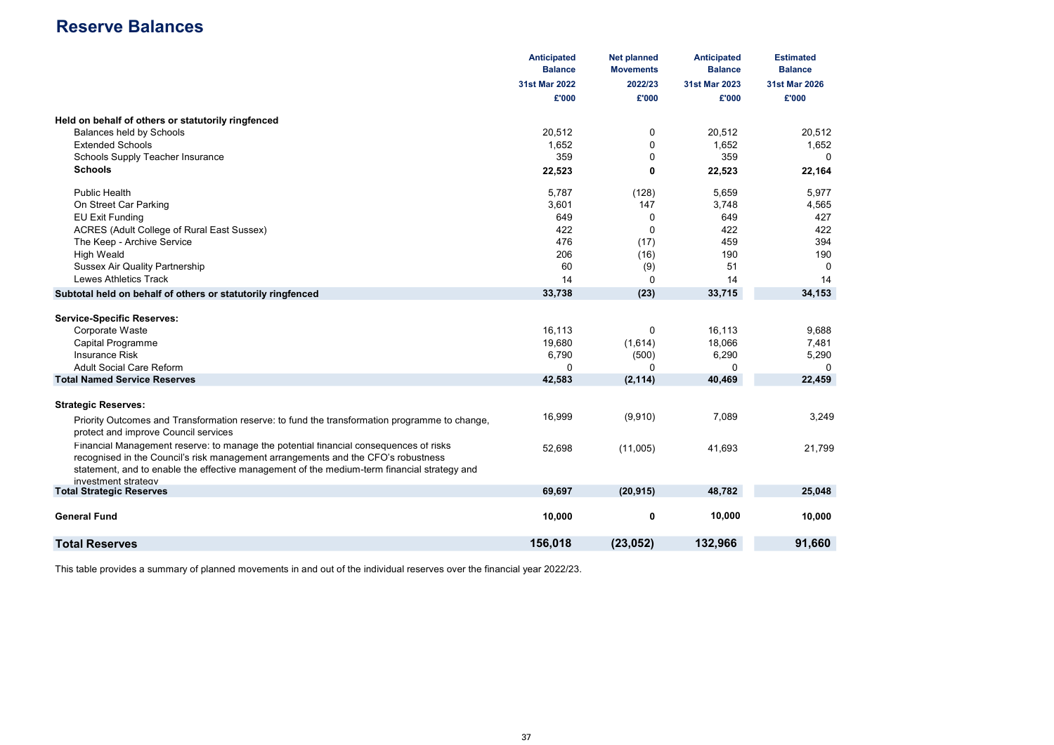# Reserve Balances

| | Anticipated Balance 31st Mar 2022 £'000 | Net planned Movements 2022/23 £'000 | Anticipated Balance 31st Mar 2023 £'000 | Estimated Balance 31st Mar 2026 £'000 |
|---|---|---|---|---|
| **Held on behalf of others or statutorily ringfenced** | | | | |
| Balances held by Schools | 20,512 | 0 | 20,512 | 20,512 |
| Extended Schools | 1,652 | 0 | 1,652 | 1,652 |
| Schools Supply Teacher Insurance | 359 | 0 | 359 | 0 |
| **Schools** | **22,523** | **0** | **22,523** | **22,164** |
| Public Health | 5,787 | (128) | 5,659 | 5,977 |
| On Street Car Parking | 3,601 | 147 | 3,748 | 4,565 |
| EU Exit Funding | 649 | 0 | 649 | 427 |
| ACRES (Adult College of Rural East Sussex) | 422 | 0 | 422 | 422 |
| The Keep - Archive Service | 476 | (17) | 459 | 394 |
| High Weald | 206 | (16) | 190 | 190 |
| Sussex Air Quality Partnership | 60 | (9) | 51 | 0 |
| Lewes Athletics Track | 14 | 0 | 14 | 14 |
| **Subtotal held on behalf of others or statutorily ringfenced** | **33,738** | **(23)** | **33,715** | **34,153** |
| **Service-Specific Reserves:** | | | | |
| Corporate Waste | 16,113 | 0 | 16,113 | 9,688 |
| Capital Programme | 19,680 | (1,614) | 18,066 | 7,481 |
| Insurance Risk | 6,790 | (500) | 6,290 | 5,290 |
| Adult Social Care Reform | 0 | 0 | 0 | 0 |
| **Total Named Service Reserves** | **42,583** | **(2,114)** | **40,469** | **22,459** |
| **Strategic Reserves:** | | | | |
| Priority Outcomes and Transformation reserve: to fund the transformation programme to change, protect and improve Council services | 16,999 | (9,910) | 7,089 | 3,249 |
| Financial Management reserve: to manage the potential financial consequences of risks recognised in the Council's risk management arrangements and the CFO's robustness statement, and to enable the effective management of the medium-term financial strategy and investment strategy | 52,698 | (11,005) | 41,693 | 21,799 |
| **Total Strategic Reserves** | **69,697** | **(20,915)** | **48,782** | **25,048** |
| **General Fund** | **10,000** | **0** | **10,000** | **10,000** |
| **Total Reserves** | **156,018** | **(23,052)** | **132,966** | **91,660** |

This table provides a summary of planned movements in and out of the individual reserves over the financial year 2022/23.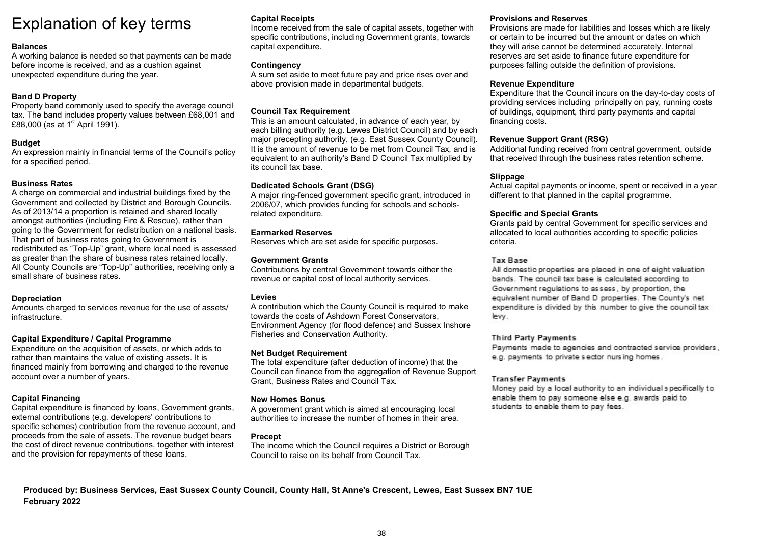# Explanation of key terms

**Balances**
A working balance is needed so that payments can be made before income is received, and as a cushion against unexpected expenditure during the year.

**Band D Property**
Property band commonly used to specify the average council tax. The band includes property values between £68,001 and £88,000 (as at 1st April 1991).

**Budget**
An expression mainly in financial terms of the Council's policy for a specified period.

**Business Rates**
A charge on commercial and industrial buildings fixed by the Government and collected by District and Borough Councils. As of 2013/14 a proportion is retained and shared locally amongst authorities (including Fire & Rescue), rather than going to the Government for redistribution on a national basis. That part of business rates going to Government is redistributed as "Top-Up" grant, where local need is assessed as greater than the share of business rates retained locally. All County Councils are "Top-Up" authorities, receiving only a small share of business rates.

**Depreciation**
Amounts charged to services revenue for the use of assets/ infrastructure.

**Capital Expenditure / Capital Programme**
Expenditure on the acquisition of assets, or which adds to rather than maintains the value of existing assets. It is financed mainly from borrowing and charged to the revenue account over a number of years.

**Capital Financing**
Capital expenditure is financed by loans, Government grants, external contributions (e.g. developers' contributions to specific schemes) contribution from the revenue account, and proceeds from the sale of assets. The revenue budget bears the cost of direct revenue contributions, together with interest and the provision for repayments of these loans.

**Capital Receipts**
Income received from the sale of capital assets, together with specific contributions, including Government grants, towards capital expenditure.

**Contingency**
A sum set aside to meet future pay and price rises over and above provision made in departmental budgets.

**Council Tax Requirement**
This is an amount calculated, in advance of each year, by each billing authority (e.g. Lewes District Council) and by each major precepting authority, (e.g. East Sussex County Council). It is the amount of revenue to be met from Council Tax, and is equivalent to an authority's Band D Council Tax multiplied by its council tax base.

**Dedicated Schools Grant (DSG)**
A major ring-fenced government specific grant, introduced in 2006/07, which provides funding for schools and schools-related expenditure.

**Earmarked Reserves**
Reserves which are set aside for specific purposes.

**Government Grants**
Contributions by central Government towards either the revenue or capital cost of local authority services.

**Levies**
A contribution which the County Council is required to make towards the costs of Ashdown Forest Conservators, Environment Agency (for flood defence) and Sussex Inshore Fisheries and Conservation Authority.

**Net Budget Requirement**
The total expenditure (after deduction of income) that the Council can finance from the aggregation of Revenue Support Grant, Business Rates and Council Tax.

**New Homes Bonus**
A government grant which is aimed at encouraging local authorities to increase the number of homes in their area.

**Precept**
The income which the Council requires a District or Borough Council to raise on its behalf from Council Tax.

**Provisions and Reserves**
Provisions are made for liabilities and losses which are likely or certain to be incurred but the amount or dates on which they will arise cannot be determined accurately. Internal reserves are set aside to finance future expenditure for purposes falling outside the definition of provisions.

**Revenue Expenditure**
Expenditure that the Council incurs on the day-to-day costs of providing services including principally on pay, running costs of buildings, equipment, third party payments and capital financing costs.

**Revenue Support Grant (RSG)**
Additional funding received from central government, outside that received through the business rates retention scheme.

**Slippage**
Actual capital payments or income, spent or received in a year different to that planned in the capital programme.

**Specific and Special Grants**
Grants paid by central Government for specific services and allocated to local authorities according to specific policies criteria.

**Tax Base**
All domestic properties are placed in one of eight valuation bands. The council tax base is calculated according to Government regulations to assess, by proportion, the equivalent number of Band D properties. The County's net expenditure is divided by this number to give the council tax levy.

**Third Party Payments**
Payments made to agencies and contracted service providers, e.g. payments to private sector nursing homes.

**Transfer Payments**
Money paid by a local authority to an individual specifically to enable them to pay someone else e.g. awards paid to students to enable them to pay fees.

**Produced by: Business Services, East Sussex County Council, County Hall, St Anne's Crescent, Lewes, East Sussex BN7 1UE**
**February 2022**